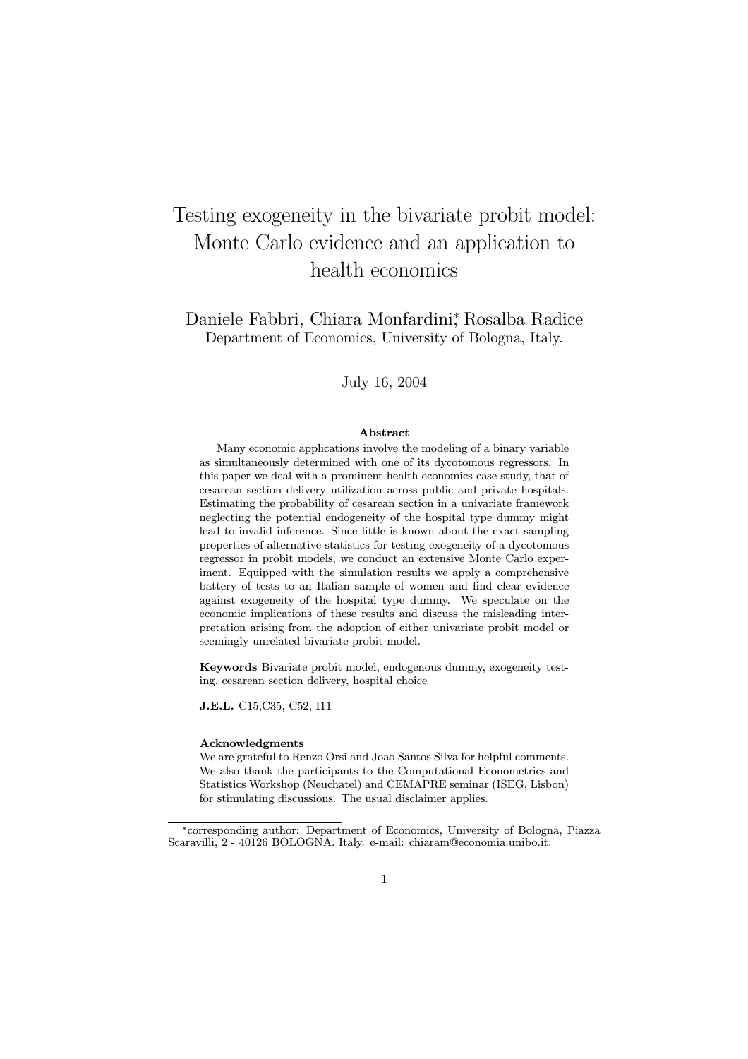# Testing exogeneity in the bivariate probit model: Monte Carlo evidence and an application to health economics

Daniele Fabbri, Chiara Monfardini*, Rosalba Radice
Department of Economics, University of Bologna, Italy.

July 16, 2004

### Abstract

Many economic applications involve the modeling of a binary variable as simultaneously determined with one of its dycotomous regressors. In this paper we deal with a prominent health economics case study, that of cesarean section delivery utilization across public and private hospitals. Estimating the probability of cesarean section in a univariate framework neglecting the potential endogeneity of the hospital type dummy might lead to invalid inference. Since little is known about the exact sampling properties of alternative statistics for testing exogeneity of a dycotomous regressor in probit models, we conduct an extensive Monte Carlo experiment. Equipped with the simulation results we apply a comprehensive battery of tests to an Italian sample of women and find clear evidence against exogeneity of the hospital type dummy. We speculate on the economic implications of these results and discuss the misleading interpretation arising from the adoption of either univariate probit model or seemingly unrelated bivariate probit model.

**Keywords** Bivariate probit model, endogenous dummy, exogeneity testing, cesarean section delivery, hospital choice

**J.E.L.** C15,C35, C52, I11

**Acknowledgments**
We are grateful to Renzo Orsi and Joao Santos Silva for helpful comments. We also thank the participants to the Computational Econometrics and Statistics Workshop (Neuchatel) and CEMAPRE seminar (ISEG, Lisbon) for stimulating discussions. The usual disclaimer applies.

*corresponding author: Department of Economics, University of Bologna, Piazza Scaravilli, 2 - 40126 BOLOGNA. Italy. e-mail: chiaram@economia.unibo.it.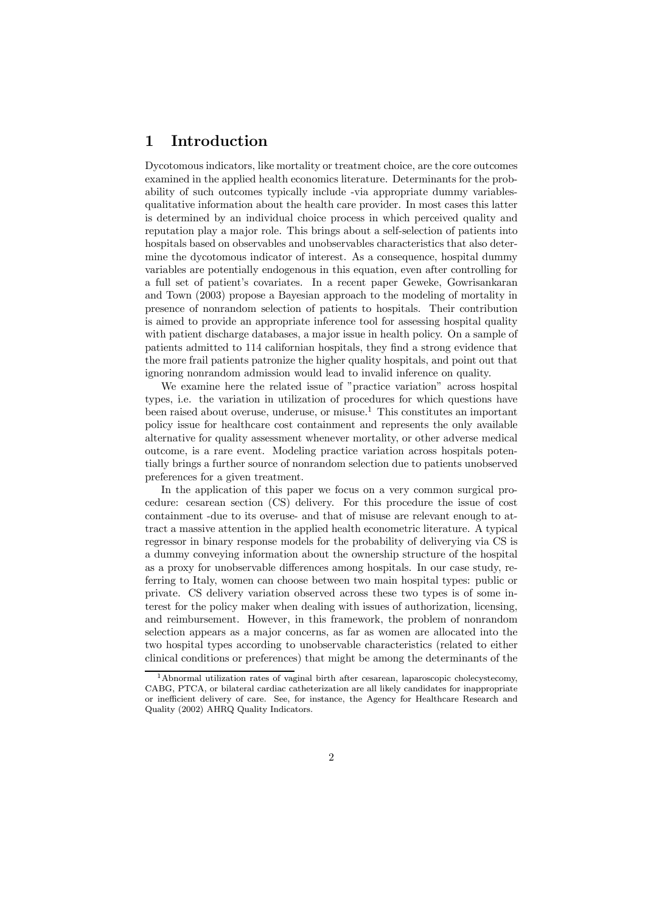# 1 Introduction

Dycotomous indicators, like mortality or treatment choice, are the core outcomes examined in the applied health economics literature. Determinants for the probability of such outcomes typically include -via appropriate dummy variables- qualitative information about the health care provider. In most cases this latter is determined by an individual choice process in which perceived quality and reputation play a major role. This brings about a self-selection of patients into hospitals based on observables and unobservables characteristics that also determine the dycotomous indicator of interest. As a consequence, hospital dummy variables are potentially endogenous in this equation, even after controlling for a full set of patient's covariates. In a recent paper Geweke, Gowrisankaran and Town (2003) propose a Bayesian approach to the modeling of mortality in presence of nonrandom selection of patients to hospitals. Their contribution is aimed to provide an appropriate inference tool for assessing hospital quality with patient discharge databases, a major issue in health policy. On a sample of patients admitted to 114 californian hospitals, they find a strong evidence that the more frail patients patronize the higher quality hospitals, and point out that ignoring nonrandom admission would lead to invalid inference on quality.

We examine here the related issue of "practice variation" across hospital types, i.e. the variation in utilization of procedures for which questions have been raised about overuse, underuse, or misuse.[1] This constitutes an important policy issue for healthcare cost containment and represents the only available alternative for quality assessment whenever mortality, or other adverse medical outcome, is a rare event. Modeling practice variation across hospitals potentially brings a further source of nonrandom selection due to patients unobserved preferences for a given treatment.

In the application of this paper we focus on a very common surgical procedure: cesarean section (CS) delivery. For this procedure the issue of cost containment -due to its overuse- and that of misuse are relevant enough to attract a massive attention in the applied health econometric literature. A typical regressor in binary response models for the probability of deliverying via CS is a dummy conveying information about the ownership structure of the hospital as a proxy for unobservable differences among hospitals. In our case study, referring to Italy, women can choose between two main hospital types: public or private. CS delivery variation observed across these two types is of some interest for the policy maker when dealing with issues of authorization, licensing, and reimbursement. However, in this framework, the problem of nonrandom selection appears as a major concerns, as far as women are allocated into the two hospital types according to unobservable characteristics (related to either clinical conditions or preferences) that might be among the determinants of the

[1] Abnormal utilization rates of vaginal birth after cesarean, laparoscopic cholecystecomy, CABG, PTCA, or bilateral cardiac catheterization are all likely candidates for inappropriate or inefficient delivery of care. See, for instance, the Agency for Healthcare Research and Quality (2002) AHRQ Quality Indicators.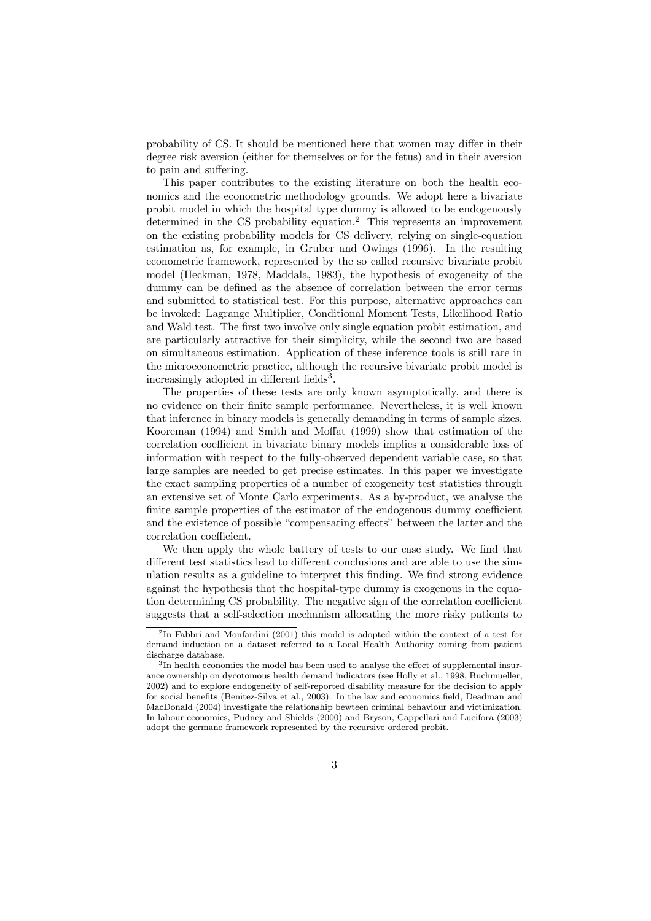probability of CS. It should be mentioned here that women may differ in their degree risk aversion (either for themselves or for the fetus) and in their aversion to pain and suffering.

This paper contributes to the existing literature on both the health economics and the econometric methodology grounds. We adopt here a bivariate probit model in which the hospital type dummy is allowed to be endogenously determined in the CS probability equation.[2] This represents an improvement on the existing probability models for CS delivery, relying on single-equation estimation as, for example, in Gruber and Owings (1996). In the resulting econometric framework, represented by the so called recursive bivariate probit model (Heckman, 1978, Maddala, 1983), the hypothesis of exogeneity of the dummy can be defined as the absence of correlation between the error terms and submitted to statistical test. For this purpose, alternative approaches can be invoked: Lagrange Multiplier, Conditional Moment Tests, Likelihood Ratio and Wald test. The first two involve only single equation probit estimation, and are particularly attractive for their simplicity, while the second two are based on simultaneous estimation. Application of these inference tools is still rare in the microeconometric practice, although the recursive bivariate probit model is increasingly adopted in different fields[3].

The properties of these tests are only known asymptotically, and there is no evidence on their finite sample performance. Nevertheless, it is well known that inference in binary models is generally demanding in terms of sample sizes. Kooreman (1994) and Smith and Moffat (1999) show that estimation of the correlation coefficient in bivariate binary models implies a considerable loss of information with respect to the fully-observed dependent variable case, so that large samples are needed to get precise estimates. In this paper we investigate the exact sampling properties of a number of exogeneity test statistics through an extensive set of Monte Carlo experiments. As a by-product, we analyse the finite sample properties of the estimator of the endogenous dummy coefficient and the existence of possible "compensating effects" between the latter and the correlation coefficient.

We then apply the whole battery of tests to our case study. We find that different test statistics lead to different conclusions and are able to use the simulation results as a guideline to interpret this finding. We find strong evidence against the hypothesis that the hospital-type dummy is exogenous in the equation determining CS probability. The negative sign of the correlation coefficient suggests that a self-selection mechanism allocating the more risky patients to

---

[2] In Fabbri and Monfardini (2001) this model is adopted within the context of a test for demand induction on a dataset referred to a Local Health Authority coming from patient discharge database.

[3] In health economics the model has been used to analyse the effect of supplemental insurance ownership on dycotomous health demand indicators (see Holly et al., 1998, Buchmueller, 2002) and to explore endogeneity of self-reported disability measure for the decision to apply for social benefits (Benitez-Silva et al., 2003). In the law and economics field, Deadman and MacDonald (2004) investigate the relationship bewteen criminal behaviour and victimization. In labour economics, Pudney and Shields (2000) and Bryson, Cappellari and Lucifora (2003) adopt the germane framework represented by the recursive ordered probit.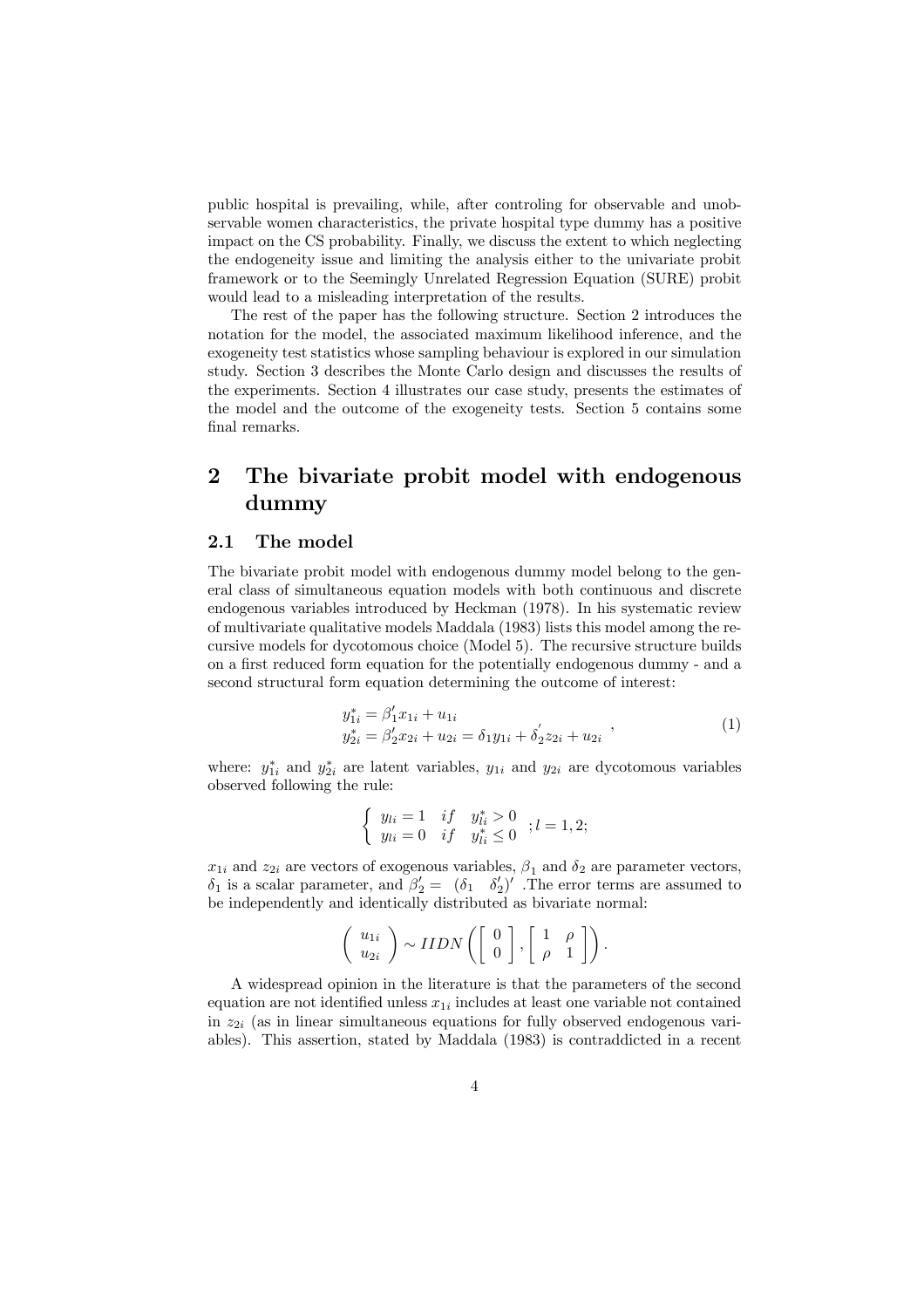public hospital is prevailing, while, after controling for observable and unobservable women characteristics, the private hospital type dummy has a positive impact on the CS probability. Finally, we discuss the extent to which neglecting the endogeneity issue and limiting the analysis either to the univariate probit framework or to the Seemingly Unrelated Regression Equation (SURE) probit would lead to a misleading interpretation of the results.

The rest of the paper has the following structure. Section 2 introduces the notation for the model, the associated maximum likelihood inference, and the exogeneity test statistics whose sampling behaviour is explored in our simulation study. Section 3 describes the Monte Carlo design and discusses the results of the experiments. Section 4 illustrates our case study, presents the estimates of the model and the outcome of the exogeneity tests. Section 5 contains some final remarks.

# 2 The bivariate probit model with endogenous dummy

## 2.1 The model

The bivariate probit model with endogenous dummy model belong to the general class of simultaneous equation models with both continuous and discrete endogenous variables introduced by Heckman (1978). In his systematic review of multivariate qualitative models Maddala (1983) lists this model among the recursive models for dycotomous choice (Model 5). The recursive structure builds on a first reduced form equation for the potentially endogenous dummy - and a second structural form equation determining the outcome of interest:

$$
\begin{array}{l}
y_{1i}^{*} = \beta_1' x_{1i} + u_{1i} \\
y_{2i}^{*} = \beta_2' x_{2i} + u_{2i} = \delta_1 y_{1i} + \delta_2' z_{2i} + u_{2i}
\end{array}, \tag{1}
$$

where: $y_{1i}^{*}$ and $y_{2i}^{*}$ are latent variables, $y_{1i}$ and $y_{2i}$ are dycotomous variables observed following the rule:

$$
\left\{ \begin{array}{lll} y_{li} = 1 & if & y_{li}^{*} > 0 \\ y_{li} = 0 & if & y_{li}^{*} \leq 0 \end{array} \right. ; l = 1, 2;
$$

$x_{1i}$ and $z_{2i}$ are vectors of exogenous variables, $\beta_1$ and $\delta_2$ are parameter vectors, $\delta_1$ is a scalar parameter, and $\beta_2' = \begin{pmatrix} \delta_1 & \delta_2' \end{pmatrix}'$ .The error terms are assumed to be independently and identically distributed as bivariate normal:

$$
\begin{pmatrix} u_{1i} \\ u_{2i} \end{pmatrix} \sim IIDN \left( \begin{bmatrix} 0 \\ 0 \end{bmatrix}, \begin{bmatrix} 1 & \rho \\ \rho & 1 \end{bmatrix} \right).
$$

A widespread opinion in the literature is that the parameters of the second equation are not identified unless $x_{1i}$ includes at least one variable not contained in $z_{2i}$ (as in linear simultaneous equations for fully observed endogenous variables). This assertion, stated by Maddala (1983) is contraddicted in a recent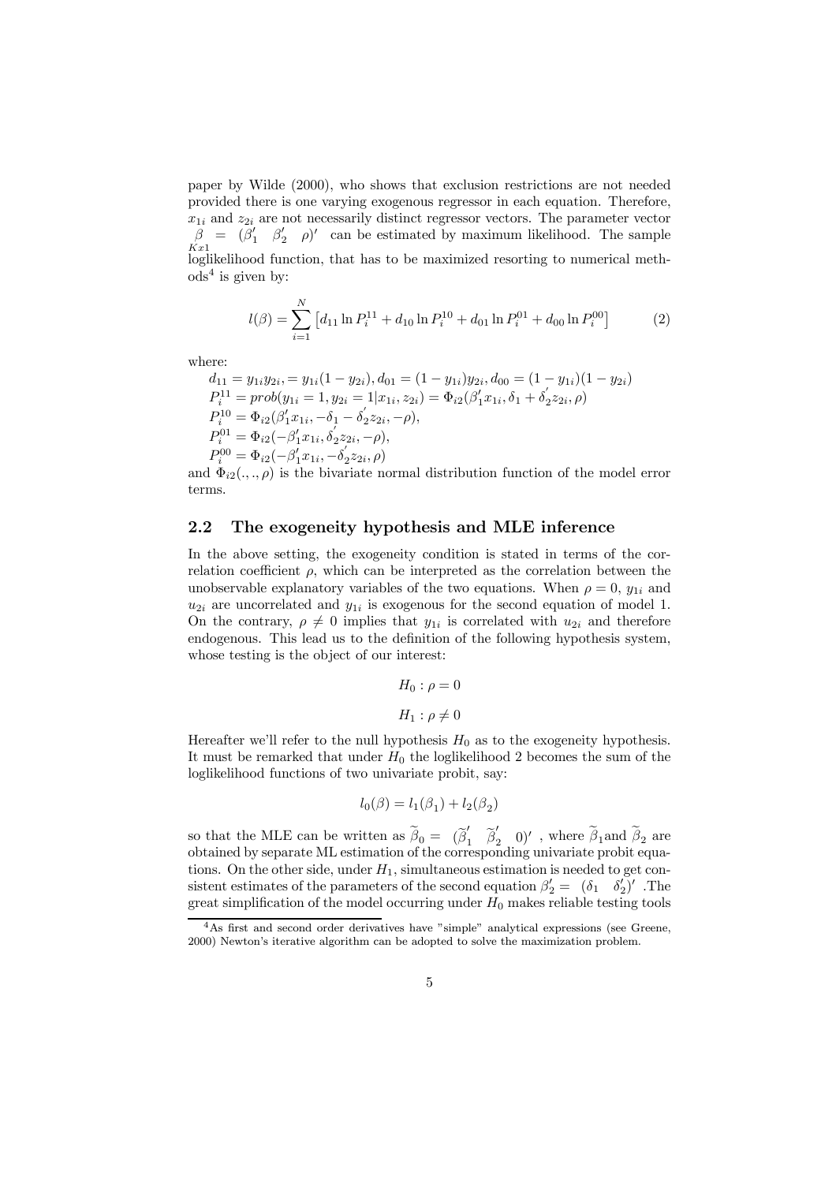paper by Wilde (2000), who shows that exclusion restrictions are not needed provided there is one varying exogenous regressor in each equation. Therefore, $x_{1i}$ and $z_{2i}$ are not necessarily distinct regressor vectors. The parameter vector $\underset{Kx1}{\beta} = (\beta_1' \quad \beta_2' \quad \rho)'$ can be estimated by maximum likelihood. The sample loglikelihood function, that has to be maximized resorting to numerical methods[4] is given by:

$$l(\beta) = \sum_{i=1}^{N} \left[ d_{11} \ln P_i^{11} + d_{10} \ln P_i^{10} + d_{01} \ln P_i^{01} + d_{00} \ln P_i^{00} \right] \tag{2}$$

where:

$d_{11} = y_{1i}y_{2i}, = y_{1i}(1 - y_{2i}), d_{01} = (1 - y_{1i})y_{2i}, d_{00} = (1 - y_{1i})(1 - y_{2i})$
$P_i^{11} = prob(y_{1i} = 1, y_{2i} = 1|x_{1i}, z_{2i}) = \Phi_{i2}(\beta_1' x_{1i}, \delta_1 + \delta_2' z_{2i}, \rho)$
$P_i^{10} = \Phi_{i2}(\beta_1' x_{1i}, -\delta_1 - \delta_2' z_{2i}, -\rho),$
$P_i^{01} = \Phi_{i2}(-\beta_1' x_{1i}, \delta_2' z_{2i}, -\rho),$
$P_i^{00} = \Phi_{i2}(-\beta_1' x_{1i}, -\delta_2' z_{2i}, \rho)$
and $\Phi_{i2}(.,.,\rho)$ is the bivariate normal distribution function of the model error terms.

## 2.2 The exogeneity hypothesis and MLE inference

In the above setting, the exogeneity condition is stated in terms of the correlation coefficient $\rho$, which can be interpreted as the correlation between the unobservable explanatory variables of the two equations. When $\rho = 0$, $y_{1i}$ and $u_{2i}$ are uncorrelated and $y_{1i}$ is exogenous for the second equation of model 1. On the contrary, $\rho \neq 0$ implies that $y_{1i}$ is correlated with $u_{2i}$ and therefore endogenous. This lead us to the definition of the following hypothesis system, whose testing is the object of our interest:

$$H_0 : \rho = 0$$

$$H_1 : \rho \neq 0$$

Hereafter we'll refer to the null hypothesis $H_0$ as to the exogeneity hypothesis. It must be remarked that under $H_0$ the loglikelihood 2 becomes the sum of the loglikelihood functions of two univariate probit, say:

$$l_0(\beta) = l_1(\beta_1) + l_2(\beta_2)$$

so that the MLE can be written as $\widetilde{\beta}_0 = (\widetilde{\beta}_1' \quad \widetilde{\beta}_2' \quad 0)'$ , where $\widetilde{\beta}_1$and $\widetilde{\beta}_2$ are obtained by separate ML estimation of the corresponding univariate probit equations. On the other side, under $H_1$, simultaneous estimation is needed to get consistent estimates of the parameters of the second equation $\beta_2' = (\delta_1 \quad \delta_2')'$ .The great simplification of the model occurring under $H_0$ makes reliable testing tools

[4] As first and second order derivatives have "simple" analytical expressions (see Greene, 2000) Newton's iterative algorithm can be adopted to solve the maximization problem.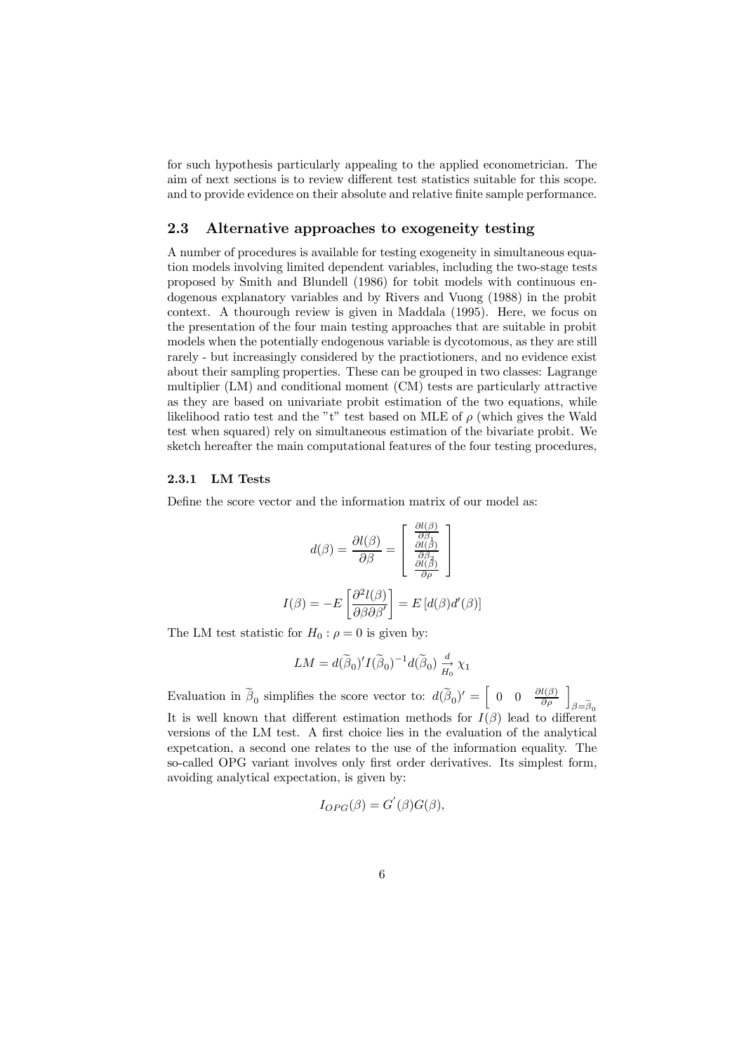for such hypothesis particularly appealing to the applied econometrician. The aim of next sections is to review different test statistics suitable for this scope. and to provide evidence on their absolute and relative finite sample performance.

## 2.3 Alternative approaches to exogeneity testing

A number of procedures is available for testing exogeneity in simultaneous equation models involving limited dependent variables, including the two-stage tests proposed by Smith and Blundell (1986) for tobit models with continuous endogenous explanatory variables and by Rivers and Vuong (1988) in the probit context. A thourough review is given in Maddala (1995). Here, we focus on the presentation of the four main testing approaches that are suitable in probit models when the potentially endogenous variable is dycotomous, as they are still rarely - but increasingly considered by the practiotioners, and no evidence exist about their sampling properties. These can be grouped in two classes: Lagrange multiplier (LM) and conditional moment (CM) tests are particularly attractive as they are based on univariate probit estimation of the two equations, while likelihood ratio test and the "t" test based on MLE of $\rho$ (which gives the Wald test when squared) rely on simultaneous estimation of the bivariate probit. We sketch hereafter the main computational features of the four testing procedures,

### 2.3.1 LM Tests

Define the score vector and the information matrix of our model as:

$$d(\beta) = \frac{\partial l(\beta)}{\partial \beta} = \begin{bmatrix} \frac{\partial l(\beta)}{\partial \beta_1} \\ \frac{\partial l(\beta)}{\partial \beta_2} \\ \frac{\partial l(\beta)}{\partial \rho} \end{bmatrix}$$

$$I(\beta) = -E\left[\frac{\partial^2 l(\beta)}{\partial \beta \partial \beta'}\right] = E\left[d(\beta) d'(\beta)\right]$$

The LM test statistic for $H_0 : \rho = 0$ is given by:

$$LM = d(\widetilde{\beta}_0)' I(\widetilde{\beta}_0)^{-1} d(\widetilde{\beta}_0) \underset{H_0}{\overset{d}{\rightarrow}} \chi_1$$

Evaluation in $\widetilde{\beta}_0$ simplifies the score vector to: $d(\widetilde{\beta}_0)' = \begin{bmatrix} 0 & 0 & \frac{\partial l(\beta)}{\partial \rho} \end{bmatrix}_{\beta=\widetilde{\beta}_0}$

It is well known that different estimation methods for $I(\beta)$ lead to different versions of the LM test. A first choice lies in the evaluation of the analytical expetcation, a second one relates to the use of the information equality. The so-called OPG variant involves only first order derivatives. Its simplest form, avoiding analytical expectation, is given by:

$$I_{OPG}(\beta) = G^{'}(\beta) G(\beta),$$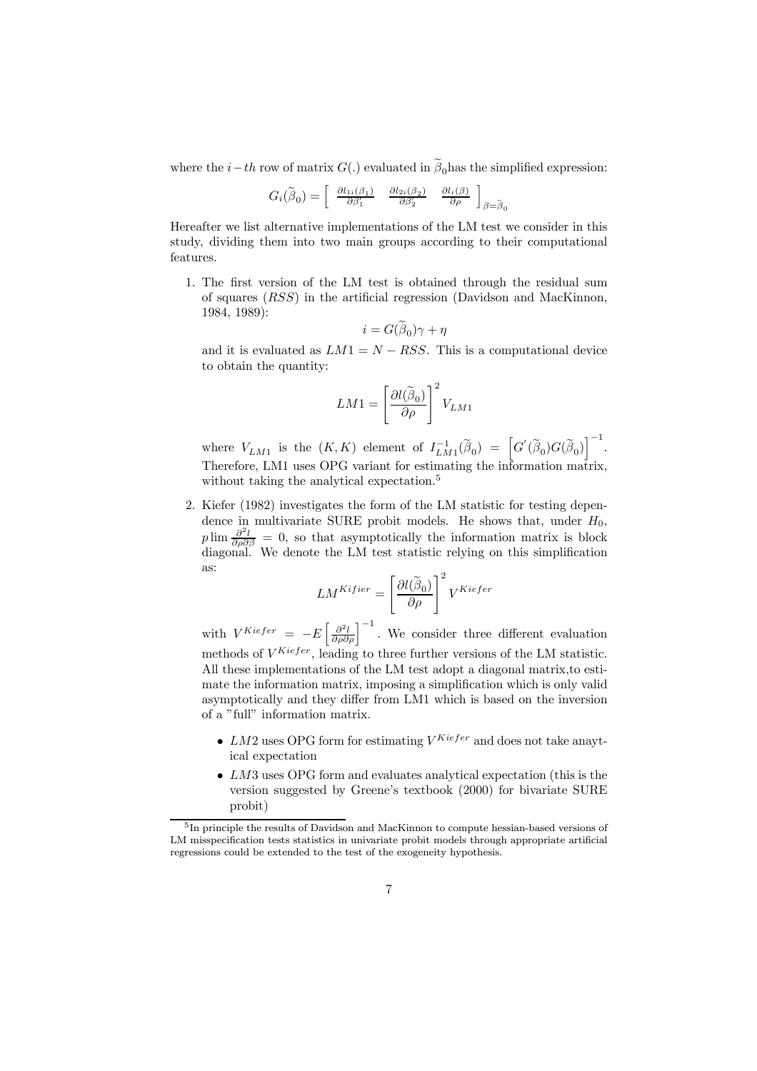where the $i-th$ row of matrix $G(.)$ evaluated in $\widetilde{\beta}_0$has the simplified expression:

$$G_i(\widetilde{\beta}_0) = \left[ \begin{array}{ccc} \frac{\partial l_{1i}(\beta_1)}{\partial \beta_1'} & \frac{\partial l_{2i}(\beta_2)}{\partial \beta_2'} & \frac{\partial l_i(\beta)}{\partial \rho} \end{array} \right]_{\beta=\widetilde{\beta}_0}$$

Hereafter we list alternative implementations of the LM test we consider in this study, dividing them into two main groups according to their computational features.

1. The first version of the LM test is obtained through the residual sum of squares ($RSS$) in the artificial regression (Davidson and MacKinnon, 1984, 1989):

   $$i = G(\widetilde{\beta}_0)\gamma + \eta$$

   and it is evaluated as $LM1 = N - RSS$. This is a computational device to obtain the quantity:

   $$LM1 = \left[ \frac{\partial l(\widetilde{\beta}_0)}{\partial \rho} \right]^2 V_{LM1}$$

   where $V_{LM1}$ is the $(K, K)$ element of $I_{LM1}^{-1}(\widetilde{\beta}_0) = \left[ G'(\widetilde{\beta}_0) G(\widetilde{\beta}_0) \right]^{-1}$. Therefore, LM1 uses OPG variant for estimating the information matrix, without taking the analytical expectation.[5]

2. Kiefer (1982) investigates the form of the LM statistic for testing dependence in multivariate SURE probit models. He shows that, under $H_0$, $p\lim \frac{\partial^2 l}{\partial \rho \partial \beta} = 0$, so that asymptotically the information matrix is block diagonal. We denote the LM test statistic relying on this simplification as:

   $$LM^{Kifier} = \left[ \frac{\partial l(\widetilde{\beta}_0)}{\partial \rho} \right]^2 V^{Kiefer}$$

   with $V^{Kiefer} = -E \left[ \frac{\partial^2 l}{\partial \rho \partial \rho} \right]^{-1}$. We consider three different evaluation methods of $V^{Kiefer}$, leading to three further versions of the LM statistic. All these implementations of the LM test adopt a diagonal matrix,to estimate the information matrix, imposing a simplification which is only valid asymptotically and they differ from LM1 which is based on the inversion of a "full" information matrix.

   - $LM2$ uses OPG form for estimating $V^{Kiefer}$ and does not take anaytical expectation
   - $LM3$ uses OPG form and evaluates analytical expectation (this is the version suggested by Greene's textbook (2000) for bivariate SURE probit)

[5] In principle the results of Davidson and MacKinnon to compute hessian-based versions of LM misspecification tests statistics in univariate probit models through appropriate artificial regressions could be extended to the test of the exogeneity hypothesis.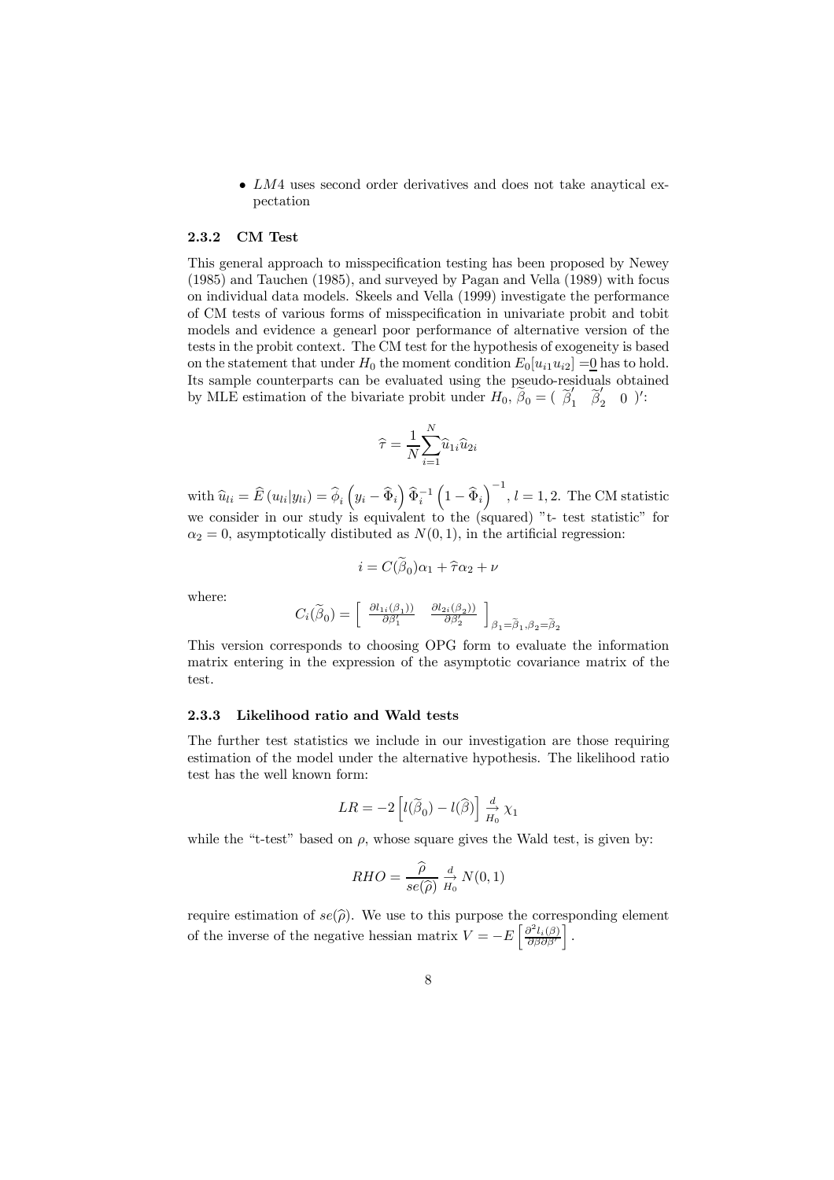- $LM4$ uses second order derivatives and does not take anaytical expectation

#### 2.3.2 CM Test

This general approach to misspecification testing has been proposed by Newey (1985) and Tauchen (1985), and surveyed by Pagan and Vella (1989) with focus on individual data models. Skeels and Vella (1999) investigate the performance of CM tests of various forms of misspecification in univariate probit and tobit models and evidence a genearl poor performance of alternative version of the tests in the probit context. The CM test for the hypothesis of exogeneity is based on the statement that under $H_0$ the moment condition $E_0[u_{i1}u_{i2}] = \underline{0}$ has to hold. Its sample counterparts can be evaluated using the pseudo-residuals obtained by MLE estimation of the bivariate probit under $H_0$, $\widetilde{\beta}_0 = (\ \widetilde{\beta}_1^{'} \quad \widetilde{\beta}_2^{'} \quad 0\ )'$:

$$\widehat{\tau} = \frac{1}{N}\sum_{i=1}^{N}\widehat{u}_{1i}\widehat{u}_{2i}$$

with $\widehat{u}_{li} = \widehat{E}\left(u_{li}|y_{li}\right) = \widehat{\phi}_i\left(y_i - \widehat{\Phi}_i\right)\widehat{\Phi}_i^{-1}\left(1-\widehat{\Phi}_i\right)^{-1}$, $l = 1, 2$. The CM statistic we consider in our study is equivalent to the (squared) "t- test statistic" for $\alpha_2 = 0$, asymptotically distibuted as $N(0, 1)$, in the artificial regression:

$$i = C(\widetilde{\beta}_0)\alpha_1 + \widehat{\tau}\alpha_2 + \nu$$

where:

$$C_i(\widetilde{\beta}_0) = \left[\begin{array}{cc} \frac{\partial l_{1i}(\beta_1))}{\partial \beta_1^{\prime}} & \frac{\partial l_{2i}(\beta_2))}{\partial \beta_2^{\prime}} \end{array}\right]_{\beta_1=\widetilde{\beta}_1, \beta_2=\widetilde{\beta}_2}$$

This version corresponds to choosing OPG form to evaluate the information matrix entering in the expression of the asymptotic covariance matrix of the test.

#### 2.3.3 Likelihood ratio and Wald tests

The further test statistics we include in our investigation are those requiring estimation of the model under the alternative hypothesis. The likelihood ratio test has the well known form:

$$LR = -2\left[l(\widetilde{\beta}_0) - l(\widehat{\beta})\right] \underset{H_0}{\overset{d}{\rightarrow}} \chi_1$$

while the "t-test" based on $\rho$, whose square gives the Wald test, is given by:

$$RHO = \frac{\widehat{\rho}}{se(\widehat{\rho})} \underset{H_0}{\overset{d}{\rightarrow}} N(0, 1)$$

require estimation of $se(\widehat{\rho})$. We use to this purpose the corresponding element of the inverse of the negative hessian matrix $V = -E\left[\frac{\partial^2 l_i(\beta)}{\partial\beta\partial\beta'}\right]$.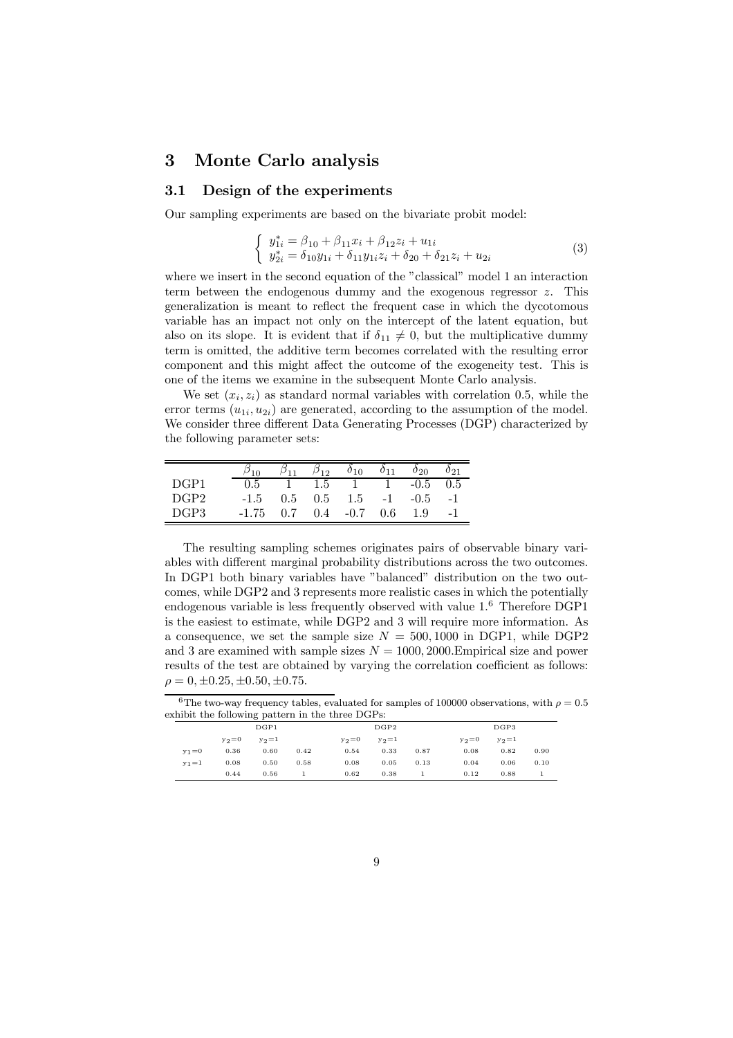## 3 Monte Carlo analysis

### 3.1 Design of the experiments

Our sampling experiments are based on the bivariate probit model:

$$\begin{cases} y_{1i}^* = \beta_{10} + \beta_{11}x_i + \beta_{12}z_i + u_{1i} \\ y_{2i}^* = \delta_{10}y_{1i} + \delta_{11}y_{1i}z_i + \delta_{20} + \delta_{21}z_i + u_{2i} \end{cases} \tag{3}$$

where we insert in the second equation of the "classical" model 1 an interaction term between the endogenous dummy and the exogenous regressor $z$. This generalization is meant to reflect the frequent case in which the dycotomous variable has an impact not only on the intercept of the latent equation, but also on its slope. It is evident that if $\delta_{11} \neq 0$, but the multiplicative dummy term is omitted, the additive term becomes correlated with the resulting error component and this might affect the outcome of the exogeneity test. This is one of the items we examine in the subsequent Monte Carlo analysis.

We set $(x_i, z_i)$ as standard normal variables with correlation 0.5, while the error terms $(u_{1i}, u_{2i})$ are generated, according to the assumption of the model. We consider three different Data Generating Processes (DGP) characterized by the following parameter sets:

| | $\beta_{10}$ | $\beta_{11}$ | $\beta_{12}$ | $\delta_{10}$ | $\delta_{11}$ | $\delta_{20}$ | $\delta_{21}$ |
|---|---|---|---|---|---|---|---|
| DGP1 | 0.5 | 1 | 1.5 | 1 | 1 | -0.5 | 0.5 |
| DGP2 | -1.5 | 0.5 | 0.5 | 1.5 | -1 | -0.5 | -1 |
| DGP3 | -1.75 | 0.7 | 0.4 | -0.7 | 0.6 | 1.9 | -1 |

The resulting sampling schemes originates pairs of observable binary variables with different marginal probability distributions across the two outcomes. In DGP1 both binary variables have "balanced" distribution on the two outcomes, while DGP2 and 3 represents more realistic cases in which the potentially endogenous variable is less frequently observed with value 1.[6] Therefore DGP1 is the easiest to estimate, while DGP2 and 3 will require more information. As a consequence, we set the sample size $N = 500, 1000$ in DGP1, while DGP2 and 3 are examined with sample sizes $N = 1000, 2000$.Empirical size and power results of the test are obtained by varying the correlation coefficient as follows: $\rho = 0, \pm 0.25, \pm 0.50, \pm 0.75$.

[6] The two-way frequency tables, evaluated for samples of 100000 observations, with $\rho = 0.5$ exhibit the following pattern in the three DGPs:

| | DGP1 | | | DGP2 | | | DGP3 | | |
|---|---|---|---|---|---|---|---|---|---|
| | $y_2$=0 | $y_2$=1 | | $y_2$=0 | $y_2$=1 | | $y_2$=0 | $y_2$=1 | |
| $y_1$=0 | 0.36 | 0.60 | 0.42 | 0.54 | 0.33 | 0.87 | 0.08 | 0.82 | 0.90 |
| $y_1$=1 | 0.08 | 0.50 | 0.58 | 0.08 | 0.05 | 0.13 | 0.04 | 0.06 | 0.10 |
| | 0.44 | 0.56 | 1 | 0.62 | 0.38 | 1 | 0.12 | 0.88 | 1 |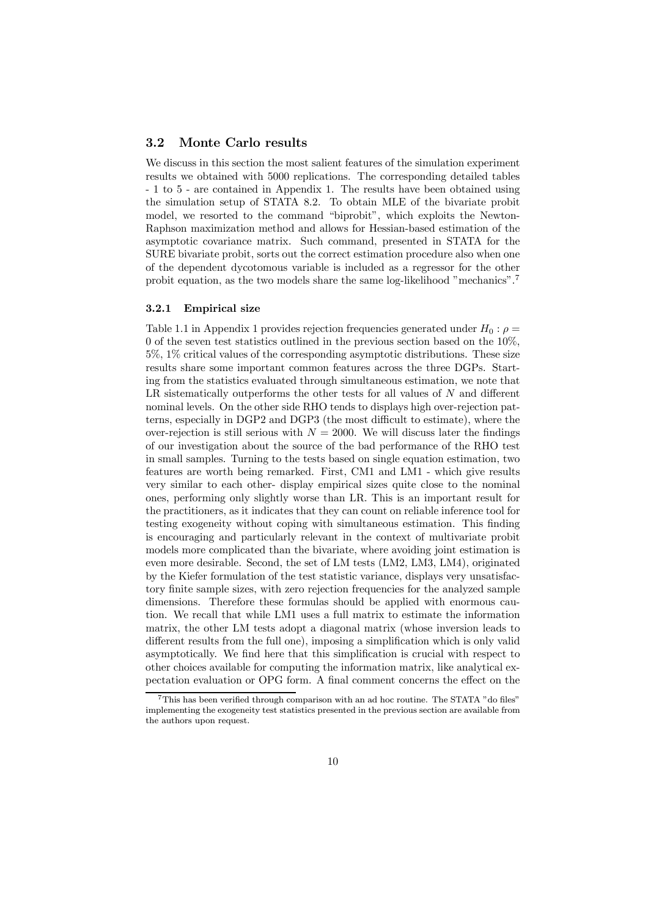## 3.2 Monte Carlo results

We discuss in this section the most salient features of the simulation experiment results we obtained with 5000 replications. The corresponding detailed tables - 1 to 5 - are contained in Appendix 1. The results have been obtained using the simulation setup of STATA 8.2. To obtain MLE of the bivariate probit model, we resorted to the command "biprobit", which exploits the Newton-Raphson maximization method and allows for Hessian-based estimation of the asymptotic covariance matrix. Such command, presented in STATA for the SURE bivariate probit, sorts out the correct estimation procedure also when one of the dependent dycotomous variable is included as a regressor for the other probit equation, as the two models share the same log-likelihood "mechanics".[7]

### 3.2.1 Empirical size

Table 1.1 in Appendix 1 provides rejection frequencies generated under $H_0 : \rho = 0$ of the seven test statistics outlined in the previous section based on the 10%, 5%, 1% critical values of the corresponding asymptotic distributions. These size results share some important common features across the three DGPs. Starting from the statistics evaluated through simultaneous estimation, we note that LR sistematically outperforms the other tests for all values of $N$ and different nominal levels. On the other side RHO tends to displays high over-rejection patterns, especially in DGP2 and DGP3 (the most difficult to estimate), where the over-rejection is still serious with $N = 2000$. We will discuss later the findings of our investigation about the source of the bad performance of the RHO test in small samples. Turning to the tests based on single equation estimation, two features are worth being remarked. First, CM1 and LM1 - which give results very similar to each other- display empirical sizes quite close to the nominal ones, performing only slightly worse than LR. This is an important result for the practitioners, as it indicates that they can count on reliable inference tool for testing exogeneity without coping with simultaneous estimation. This finding is encouraging and particularly relevant in the context of multivariate probit models more complicated than the bivariate, where avoiding joint estimation is even more desirable. Second, the set of LM tests (LM2, LM3, LM4), originated by the Kiefer formulation of the test statistic variance, displays very unsatisfactory finite sample sizes, with zero rejection frequencies for the analyzed sample dimensions. Therefore these formulas should be applied with enormous caution. We recall that while LM1 uses a full matrix to estimate the information matrix, the other LM tests adopt a diagonal matrix (whose inversion leads to different results from the full one), imposing a simplification which is only valid asymptotically. We find here that this simplification is crucial with respect to other choices available for computing the information matrix, like analytical expectation evaluation or OPG form. A final comment concerns the effect on the

[7] This has been verified through comparison with an ad hoc routine. The STATA "do files" implementing the exogeneity test statistics presented in the previous section are available from the authors upon request.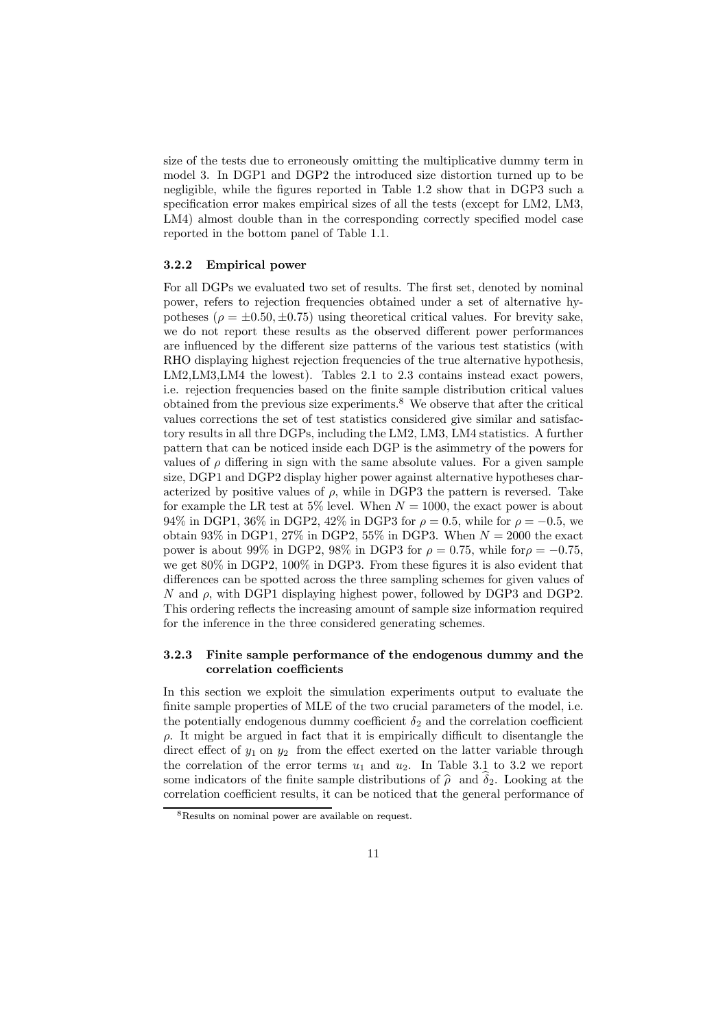size of the tests due to erroneously omitting the multiplicative dummy term in model 3. In DGP1 and DGP2 the introduced size distortion turned up to be negligible, while the figures reported in Table 1.2 show that in DGP3 such a specification error makes empirical sizes of all the tests (except for LM2, LM3, LM4) almost double than in the corresponding correctly specified model case reported in the bottom panel of Table 1.1.

### 3.2.2 Empirical power

For all DGPs we evaluated two set of results. The first set, denoted by nominal power, refers to rejection frequencies obtained under a set of alternative hypotheses ($\rho = \pm 0.50, \pm 0.75$) using theoretical critical values. For brevity sake, we do not report these results as the observed different power performances are influenced by the different size patterns of the various test statistics (with RHO displaying highest rejection frequencies of the true alternative hypothesis, LM2,LM3,LM4 the lowest). Tables 2.1 to 2.3 contains instead exact powers, i.e. rejection frequencies based on the finite sample distribution critical values obtained from the previous size experiments.[8] We observe that after the critical values corrections the set of test statistics considered give similar and satisfactory results in all thre DGPs, including the LM2, LM3, LM4 statistics. A further pattern that can be noticed inside each DGP is the asimmetry of the powers for values of $\rho$ differing in sign with the same absolute values. For a given sample size, DGP1 and DGP2 display higher power against alternative hypotheses characterized by positive values of $\rho$, while in DGP3 the pattern is reversed. Take for example the LR test at 5% level. When $N = 1000$, the exact power is about 94% in DGP1, 36% in DGP2, 42% in DGP3 for $\rho = 0.5$, while for $\rho = -0.5$, we obtain 93% in DGP1, 27% in DGP2, 55% in DGP3. When $N = 2000$ the exact power is about 99% in DGP2, 98% in DGP3 for $\rho = 0.75$, while for$\rho = -0.75$, we get 80% in DGP2, 100% in DGP3. From these figures it is also evident that differences can be spotted across the three sampling schemes for given values of $N$ and $\rho$, with DGP1 displaying highest power, followed by DGP3 and DGP2. This ordering reflects the increasing amount of sample size information required for the inference in the three considered generating schemes.

### 3.2.3 Finite sample performance of the endogenous dummy and the correlation coefficients

In this section we exploit the simulation experiments output to evaluate the finite sample properties of MLE of the two crucial parameters of the model, i.e. the potentially endogenous dummy coefficient $\delta_2$ and the correlation coefficient $\rho$. It might be argued in fact that it is empirically difficult to disentangle the direct effect of $y_1$ on $y_2$ from the effect exerted on the latter variable through the correlation of the error terms $u_1$ and $u_2$. In Table 3.1 to 3.2 we report some indicators of the finite sample distributions of $\widehat{\rho}$ and $\widehat{\delta}_2$. Looking at the correlation coefficient results, it can be noticed that the general performance of

[8] Results on nominal power are available on request.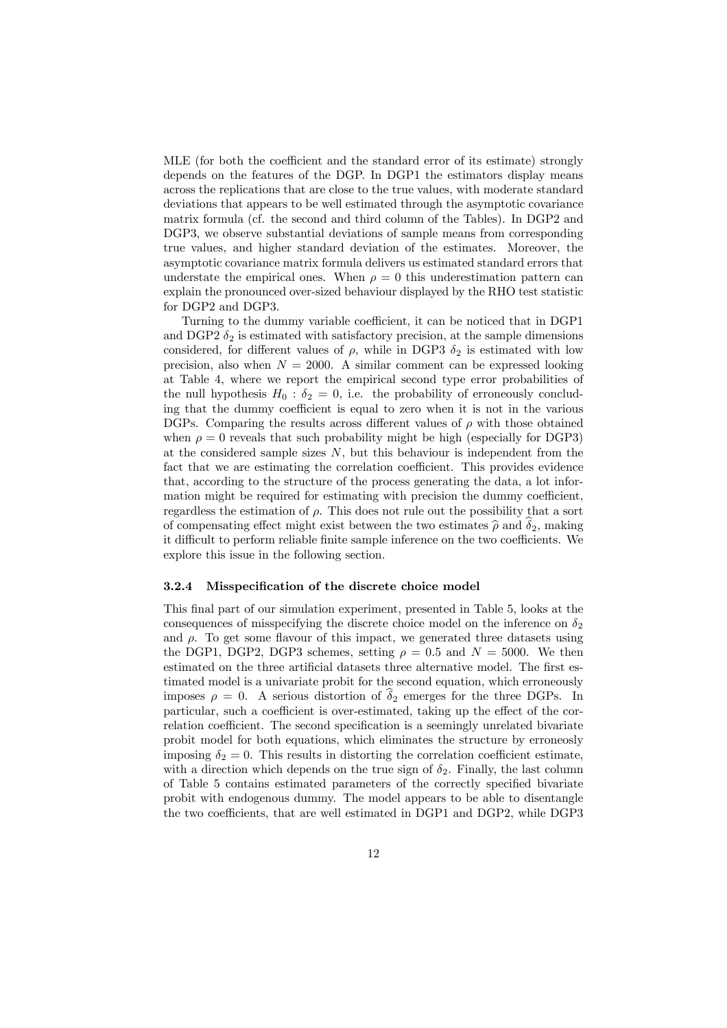MLE (for both the coefficient and the standard error of its estimate) strongly depends on the features of the DGP. In DGP1 the estimators display means across the replications that are close to the true values, with moderate standard deviations that appears to be well estimated through the asymptotic covariance matrix formula (cf. the second and third column of the Tables). In DGP2 and DGP3, we observe substantial deviations of sample means from corresponding true values, and higher standard deviation of the estimates. Moreover, the asymptotic covariance matrix formula delivers us estimated standard errors that understate the empirical ones. When $\rho = 0$ this underestimation pattern can explain the pronounced over-sized behaviour displayed by the RHO test statistic for DGP2 and DGP3.

Turning to the dummy variable coefficient, it can be noticed that in DGP1 and DGP2 $\delta_2$ is estimated with satisfactory precision, at the sample dimensions considered, for different values of $\rho$, while in DGP3 $\delta_2$ is estimated with low precision, also when $N = 2000$. A similar comment can be expressed looking at Table 4, where we report the empirical second type error probabilities of the null hypothesis $H_0 : \delta_2 = 0$, i.e. the probability of erroneously concluding that the dummy coefficient is equal to zero when it is not in the various DGPs. Comparing the results across different values of $\rho$ with those obtained when $\rho = 0$ reveals that such probability might be high (especially for DGP3) at the considered sample sizes $N$, but this behaviour is independent from the fact that we are estimating the correlation coefficient. This provides evidence that, according to the structure of the process generating the data, a lot information might be required for estimating with precision the dummy coefficient, regardless the estimation of $\rho$. This does not rule out the possibility that a sort of compensating effect might exist between the two estimates $\widehat{\rho}$ and $\widehat{\delta}_2$, making it difficult to perform reliable finite sample inference on the two coefficients. We explore this issue in the following section.

#### 3.2.4 Misspecification of the discrete choice model

This final part of our simulation experiment, presented in Table 5, looks at the consequences of misspecifying the discrete choice model on the inference on $\delta_2$ and $\rho$. To get some flavour of this impact, we generated three datasets using the DGP1, DGP2, DGP3 schemes, setting $\rho = 0.5$ and $N = 5000$. We then estimated on the three artificial datasets three alternative model. The first estimated model is a univariate probit for the second equation, which erroneously imposes $\rho = 0$. A serious distortion of $\widehat{\delta}_2$ emerges for the three DGPs. In particular, such a coefficient is over-estimated, taking up the effect of the correlation coefficient. The second specification is a seemingly unrelated bivariate probit model for both equations, which eliminates the structure by erroneosly imposing $\delta_2 = 0$. This results in distorting the correlation coefficient estimate, with a direction which depends on the true sign of $\delta_2$. Finally, the last column of Table 5 contains estimated parameters of the correctly specified bivariate probit with endogenous dummy. The model appears to be able to disentangle the two coefficients, that are well estimated in DGP1 and DGP2, while DGP3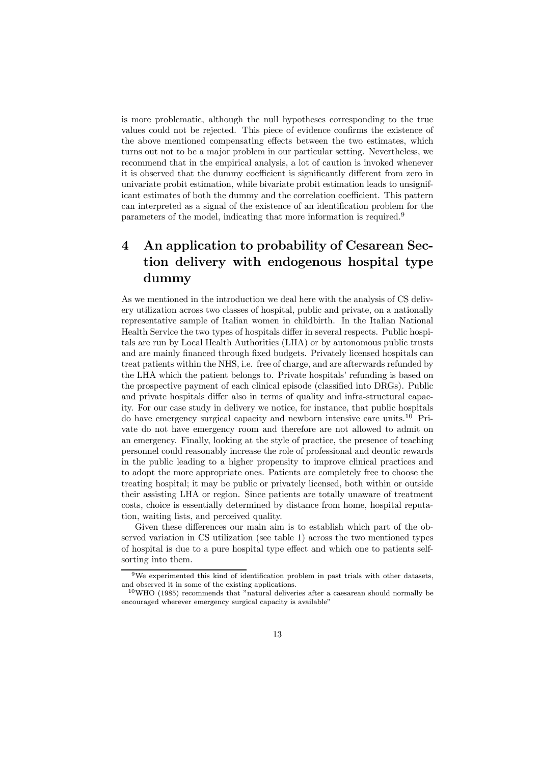is more problematic, although the null hypotheses corresponding to the true values could not be rejected. This piece of evidence confirms the existence of the above mentioned compensating effects between the two estimates, which turns out not to be a major problem in our particular setting. Nevertheless, we recommend that in the empirical analysis, a lot of caution is invoked whenever it is observed that the dummy coefficient is significantly different from zero in univariate probit estimation, while bivariate probit estimation leads to unsignificant estimates of both the dummy and the correlation coefficient. This pattern can interpreted as a signal of the existence of an identification problem for the parameters of the model, indicating that more information is required.[9]

# 4 An application to probability of Cesarean Section delivery with endogenous hospital type dummy

As we mentioned in the introduction we deal here with the analysis of CS delivery utilization across two classes of hospital, public and private, on a nationally representative sample of Italian women in childbirth. In the Italian National Health Service the two types of hospitals differ in several respects. Public hospitals are run by Local Health Authorities (LHA) or by autonomous public trusts and are mainly financed through fixed budgets. Privately licensed hospitals can treat patients within the NHS, i.e. free of charge, and are afterwards refunded by the LHA which the patient belongs to. Private hospitals' refunding is based on the prospective payment of each clinical episode (classified into DRGs). Public and private hospitals differ also in terms of quality and infra-structural capacity. For our case study in delivery we notice, for instance, that public hospitals do have emergency surgical capacity and newborn intensive care units.[10] Private do not have emergency room and therefore are not allowed to admit on an emergency. Finally, looking at the style of practice, the presence of teaching personnel could reasonably increase the role of professional and deontic rewards in the public leading to a higher propensity to improve clinical practices and to adopt the more appropriate ones. Patients are completely free to choose the treating hospital; it may be public or privately licensed, both within or outside their assisting LHA or region. Since patients are totally unaware of treatment costs, choice is essentially determined by distance from home, hospital reputation, waiting lists, and perceived quality.

Given these differences our main aim is to establish which part of the observed variation in CS utilization (see table 1) across the two mentioned types of hospital is due to a pure hospital type effect and which one to patients self-sorting into them.

[9]We experimented this kind of identification problem in past trials with other datasets, and observed it in some of the existing applications.

[10]WHO (1985) recommends that "natural deliveries after a caesarean should normally be encouraged wherever emergency surgical capacity is available"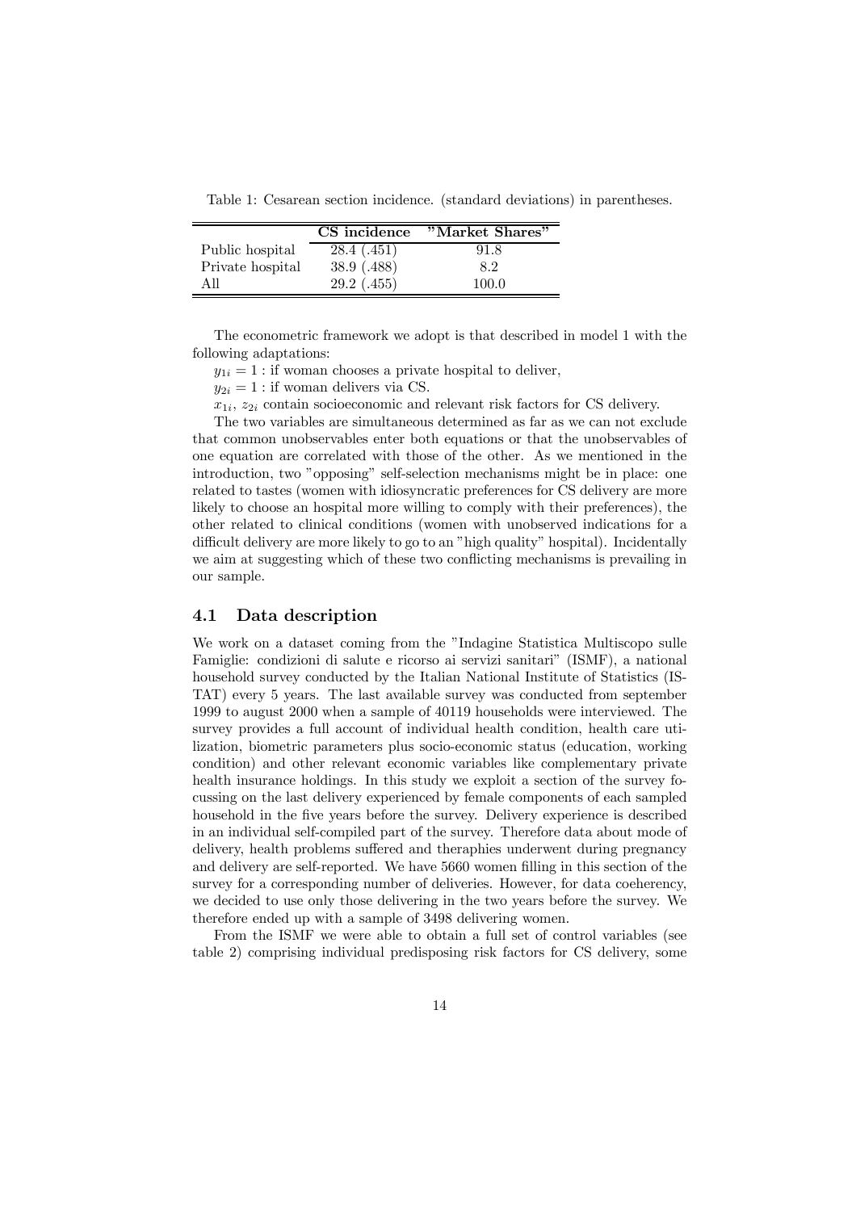Table 1: Cesarean section incidence. (standard deviations) in parentheses.

| | CS incidence | "Market Shares" |
|---|---|---|
| Public hospital | 28.4 (.451) | 91.8 |
| Private hospital | 38.9 (.488) | 8.2 |
| All | 29.2 (.455) | 100.0 |

The econometric framework we adopt is that described in model 1 with the following adaptations:

$y_{1i} = 1$ : if woman chooses a private hospital to deliver,

$y_{2i} = 1$ : if woman delivers via CS.

$x_{1i}$, $z_{2i}$ contain socioeconomic and relevant risk factors for CS delivery.

The two variables are simultaneous determined as far as we can not exclude that common unobservables enter both equations or that the unobservables of one equation are correlated with those of the other. As we mentioned in the introduction, two "opposing" self-selection mechanisms might be in place: one related to tastes (women with idiosyncratic preferences for CS delivery are more likely to choose an hospital more willing to comply with their preferences), the other related to clinical conditions (women with unobserved indications for a difficult delivery are more likely to go to an "high quality" hospital). Incidentally we aim at suggesting which of these two conflicting mechanisms is prevailing in our sample.

### 4.1 Data description

We work on a dataset coming from the "Indagine Statistica Multiscopo sulle Famiglie: condizioni di salute e ricorso ai servizi sanitari" (ISMF), a national household survey conducted by the Italian National Institute of Statistics (ISTAT) every 5 years. The last available survey was conducted from september 1999 to august 2000 when a sample of 40119 households were interviewed. The survey provides a full account of individual health condition, health care utilization, biometric parameters plus socio-economic status (education, working condition) and other relevant economic variables like complementary private health insurance holdings. In this study we exploit a section of the survey focussing on the last delivery experienced by female components of each sampled household in the five years before the survey. Delivery experience is described in an individual self-compiled part of the survey. Therefore data about mode of delivery, health problems suffered and theraphies underwent during pregnancy and delivery are self-reported. We have 5660 women filling in this section of the survey for a corresponding number of deliveries. However, for data coeherency, we decided to use only those delivering in the two years before the survey. We therefore ended up with a sample of 3498 delivering women.

From the ISMF we were able to obtain a full set of control variables (see table 2) comprising individual predisposing risk factors for CS delivery, some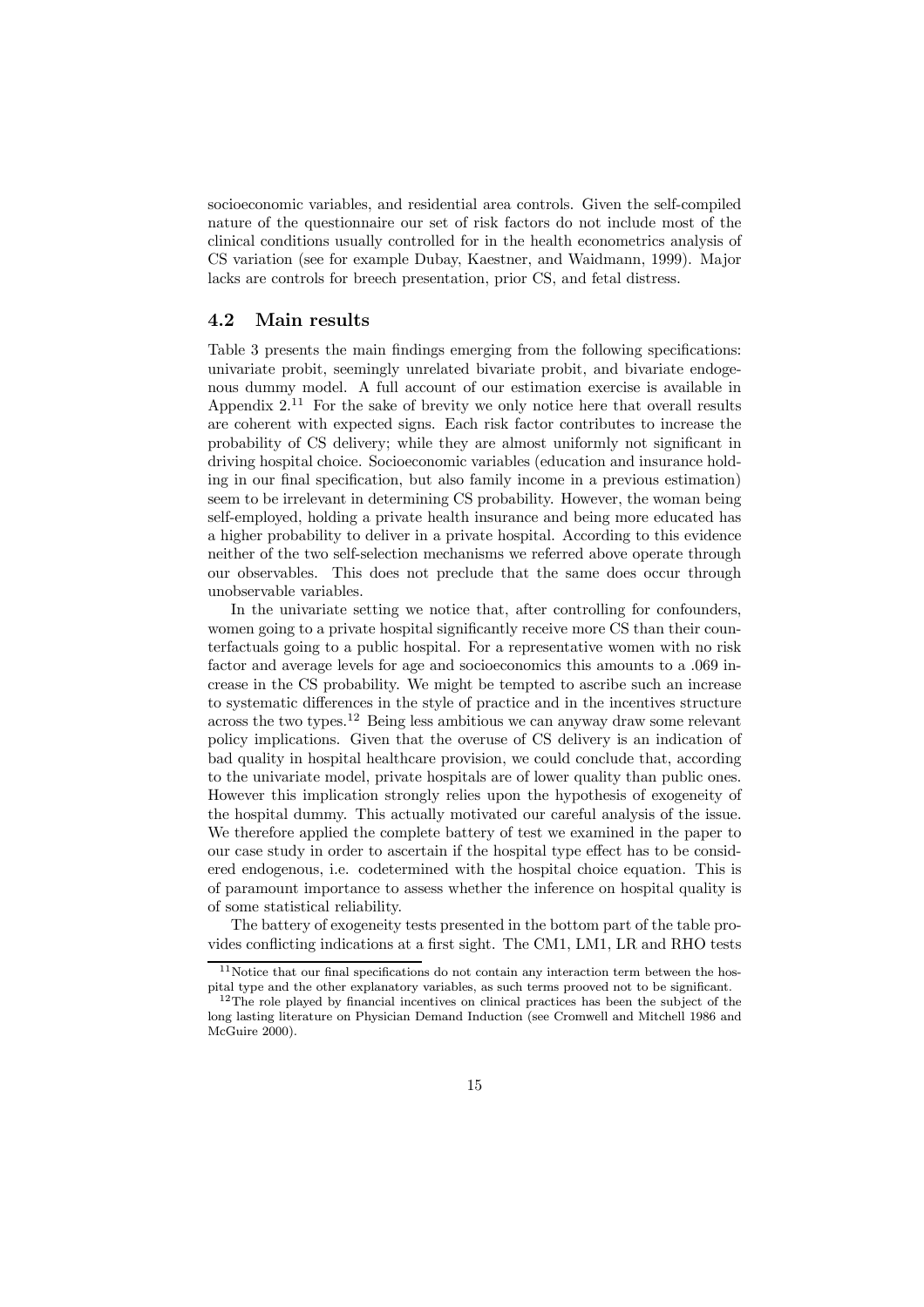socioeconomic variables, and residential area controls. Given the self-compiled nature of the questionnaire our set of risk factors do not include most of the clinical conditions usually controlled for in the health econometrics analysis of CS variation (see for example Dubay, Kaestner, and Waidmann, 1999). Major lacks are controls for breech presentation, prior CS, and fetal distress.

## 4.2 Main results

Table 3 presents the main findings emerging from the following specifications: univariate probit, seemingly unrelated bivariate probit, and bivariate endogenous dummy model. A full account of our estimation exercise is available in Appendix 2.[11] For the sake of brevity we only notice here that overall results are coherent with expected signs. Each risk factor contributes to increase the probability of CS delivery; while they are almost uniformly not significant in driving hospital choice. Socioeconomic variables (education and insurance holding in our final specification, but also family income in a previous estimation) seem to be irrelevant in determining CS probability. However, the woman being self-employed, holding a private health insurance and being more educated has a higher probability to deliver in a private hospital. According to this evidence neither of the two self-selection mechanisms we referred above operate through our observables. This does not preclude that the same does occur through unobservable variables.

In the univariate setting we notice that, after controlling for confounders, women going to a private hospital significantly receive more CS than their counterfactuals going to a public hospital. For a representative women with no risk factor and average levels for age and socioeconomics this amounts to a .069 increase in the CS probability. We might be tempted to ascribe such an increase to systematic differences in the style of practice and in the incentives structure across the two types.[12] Being less ambitious we can anyway draw some relevant policy implications. Given that the overuse of CS delivery is an indication of bad quality in hospital healthcare provision, we could conclude that, according to the univariate model, private hospitals are of lower quality than public ones. However this implication strongly relies upon the hypothesis of exogeneity of the hospital dummy. This actually motivated our careful analysis of the issue. We therefore applied the complete battery of test we examined in the paper to our case study in order to ascertain if the hospital type effect has to be considered endogenous, i.e. codetermined with the hospital choice equation. This is of paramount importance to assess whether the inference on hospital quality is of some statistical reliability.

The battery of exogeneity tests presented in the bottom part of the table provides conflicting indications at a first sight. The CM1, LM1, LR and RHO tests

[11] Notice that our final specifications do not contain any interaction term between the hospital type and the other explanatory variables, as such terms prooved not to be significant.

[12] The role played by financial incentives on clinical practices has been the subject of the long lasting literature on Physician Demand Induction (see Cromwell and Mitchell 1986 and McGuire 2000).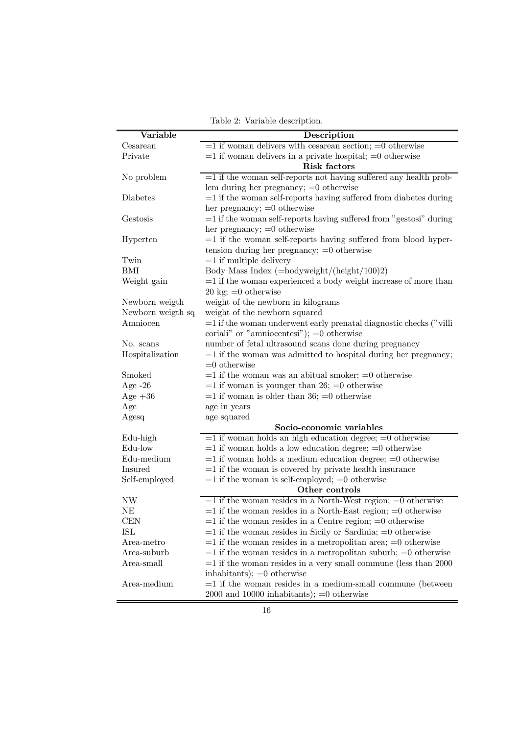Table 2: Variable description.

| Variable | Description |
|---|---|
| Cesarean | =1 if woman delivers with cesarean section; =0 otherwise |
| Private | =1 if woman delivers in a private hospital; =0 otherwise |
| | **Risk factors** |
| No problem | =1 if the woman self-reports not having suffered any health problem during her pregnancy; =0 otherwise |
| Diabetes | =1 if the woman self-reports having suffered from diabetes during her pregnancy; =0 otherwise |
| Gestosis | =1 if the woman self-reports having suffered from "gestosi" during her pregnancy; =0 otherwise |
| Hyperten | =1 if the woman self-reports having suffered from blood hypertension during her pregnancy; =0 otherwise |
| Twin | =1 if multiple delivery |
| BMI | Body Mass Index (=bodyweight/(height/100)2) |
| Weight gain | =1 if the woman experienced a body weight increase of more than 20 kg; =0 otherwise |
| Newborn weigth | weight of the newborn in kilograms |
| Newborn weigth sq | weight of the newborn squared |
| Amniocen | =1 if the woman underwent early prenatal diagnostic checks ("villi coriali" or "amniocentesi"); =0 otherwise |
| No. scans | number of fetal ultrasound scans done during pregnancy |
| Hospitalization | =1 if the woman was admitted to hospital during her pregnancy; =0 otherwise |
| Smoked | =1 if the woman was an abitual smoker; =0 otherwise |
| Age -26 | =1 if woman is younger than 26; =0 otherwise |
| Age +36 | =1 if woman is older than 36; =0 otherwise |
| Age | age in years |
| Agesq | age squared |
| | **Socio-economic variables** |
| Edu-high | =1 if woman holds an high education degree; =0 otherwise |
| Edu-low | =1 if woman holds a low education degree; =0 otherwise |
| Edu-medium | =1 if woman holds a medium education degree; =0 otherwise |
| Insured | =1 if the woman is covered by private health insurance |
| Self-employed | =1 if the woman is self-employed; =0 otherwise |
| | **Other controls** |
| NW | =1 if the woman resides in a North-West region; =0 otherwise |
| NE | =1 if the woman resides in a North-East region; =0 otherwise |
| CEN | =1 if the woman resides in a Centre region; =0 otherwise |
| ISL | =1 if the woman resides in Sicily or Sardinia; =0 otherwise |
| Area-metro | =1 if the woman resides in a metropolitan area; =0 otherwise |
| Area-suburb | =1 if the woman resides in a metropolitan suburb; =0 otherwise |
| Area-small | =1 if the woman resides in a very small commune (less than 2000 inhabitants); =0 otherwise |
| Area-medium | =1 if the woman resides in a medium-small commune (between 2000 and 10000 inhabitants); =0 otherwise |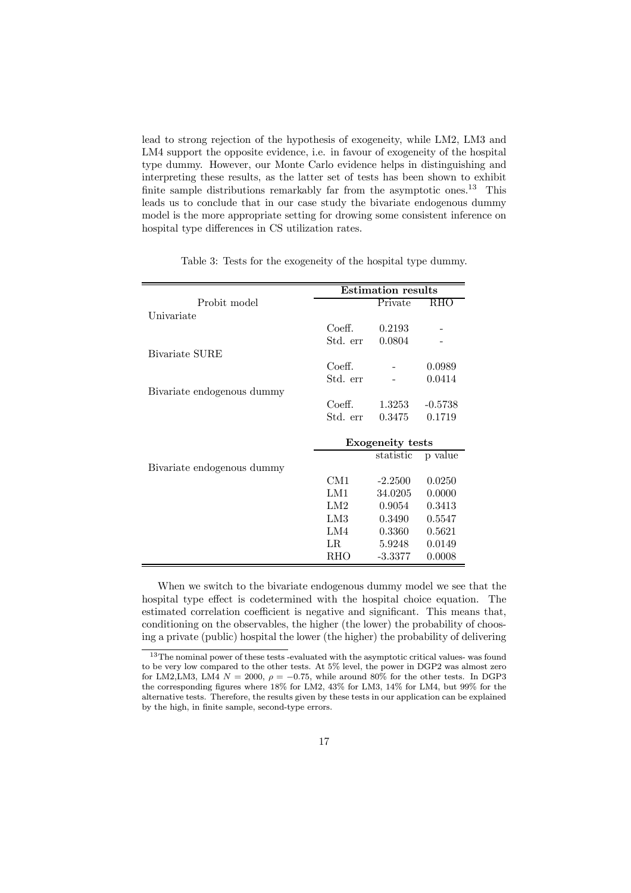lead to strong rejection of the hypothesis of exogeneity, while LM2, LM3 and LM4 support the opposite evidence, i.e. in favour of exogeneity of the hospital type dummy. However, our Monte Carlo evidence helps in distinguishing and interpreting these results, as the latter set of tests has been shown to exhibit finite sample distributions remarkably far from the asymptotic ones.[13] This leads us to conclude that in our case study the bivariate endogenous dummy model is the more appropriate setting for drowing some consistent inference on hospital type differences in CS utilization rates.

Table 3: Tests for the exogeneity of the hospital type dummy.

| | | **Estimation results** | |
|---|---|---|---|
| Probit model | | Private | RHO |
| Univariate | | | |
| | Coeff. | 0.2193 | - |
| | Std. err | 0.0804 | - |
| Bivariate SURE | | | |
| | Coeff. | - | 0.0989 |
| | Std. err | - | 0.0414 |
| Bivariate endogenous dummy | | | |
| | Coeff. | 1.3253 | -0.5738 |
| | Std. err | 0.3475 | 0.1719 |
| | | **Exogeneity tests** | |
| | | statistic | p value |
| Bivariate endogenous dummy | | | |
| | CM1 | -2.2500 | 0.0250 |
| | LM1 | 34.0205 | 0.0000 |
| | LM2 | 0.9054 | 0.3413 |
| | LM3 | 0.3490 | 0.5547 |
| | LM4 | 0.3360 | 0.5621 |
| | LR | 5.9248 | 0.0149 |
| | RHO | -3.3377 | 0.0008 |

When we switch to the bivariate endogenous dummy model we see that the hospital type effect is codetermined with the hospital choice equation. The estimated correlation coefficient is negative and significant. This means that, conditioning on the observables, the higher (the lower) the probability of choosing a private (public) hospital the lower (the higher) the probability of delivering

[13] The nominal power of these tests -evaluated with the asymptotic critical values- was found to be very low compared to the other tests. At 5% level, the power in DGP2 was almost zero for LM2,LM3, LM4 $N = 2000$, $\rho = -0.75$, while around 80% for the other tests. In DGP3 the corresponding figures where 18% for LM2, 43% for LM3, 14% for LM4, but 99% for the alternative tests. Therefore, the results given by these tests in our application can be explained by the high, in finite sample, second-type errors.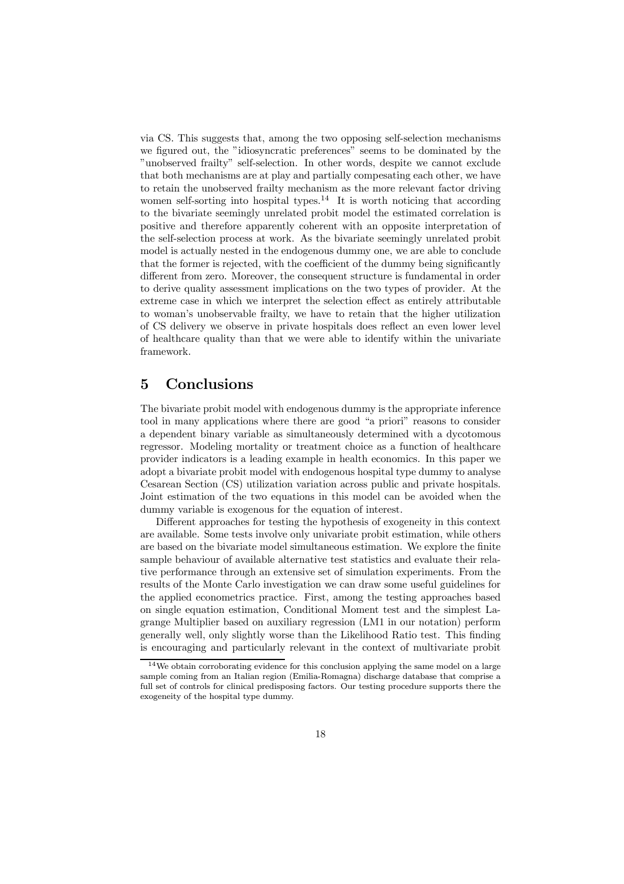via CS. This suggests that, among the two opposing self-selection mechanisms we figured out, the "idiosyncratic preferences" seems to be dominated by the "unobserved frailty" self-selection. In other words, despite we cannot exclude that both mechanisms are at play and partially compesating each other, we have to retain the unobserved frailty mechanism as the more relevant factor driving women self-sorting into hospital types.[14] It is worth noticing that according to the bivariate seemingly unrelated probit model the estimated correlation is positive and therefore apparently coherent with an opposite interpretation of the self-selection process at work. As the bivariate seemingly unrelated probit model is actually nested in the endogenous dummy one, we are able to conclude that the former is rejected, with the coefficient of the dummy being significantly different from zero. Moreover, the consequent structure is fundamental in order to derive quality assessment implications on the two types of provider. At the extreme case in which we interpret the selection effect as entirely attributable to woman's unobservable frailty, we have to retain that the higher utilization of CS delivery we observe in private hospitals does reflect an even lower level of healthcare quality than that we were able to identify within the univariate framework.

# 5 Conclusions

The bivariate probit model with endogenous dummy is the appropriate inference tool in many applications where there are good "a priori" reasons to consider a dependent binary variable as simultaneously determined with a dycotomous regressor. Modeling mortality or treatment choice as a function of healthcare provider indicators is a leading example in health economics. In this paper we adopt a bivariate probit model with endogenous hospital type dummy to analyse Cesarean Section (CS) utilization variation across public and private hospitals. Joint estimation of the two equations in this model can be avoided when the dummy variable is exogenous for the equation of interest.

Different approaches for testing the hypothesis of exogeneity in this context are available. Some tests involve only univariate probit estimation, while others are based on the bivariate model simultaneous estimation. We explore the finite sample behaviour of available alternative test statistics and evaluate their relative performance through an extensive set of simulation experiments. From the results of the Monte Carlo investigation we can draw some useful guidelines for the applied econometrics practice. First, among the testing approaches based on single equation estimation, Conditional Moment test and the simplest Lagrange Multiplier based on auxiliary regression (LM1 in our notation) perform generally well, only slightly worse than the Likelihood Ratio test. This finding is encouraging and particularly relevant in the context of multivariate probit

[14] We obtain corroborating evidence for this conclusion applying the same model on a large sample coming from an Italian region (Emilia-Romagna) discharge database that comprise a full set of controls for clinical predisposing factors. Our testing procedure supports there the exogeneity of the hospital type dummy.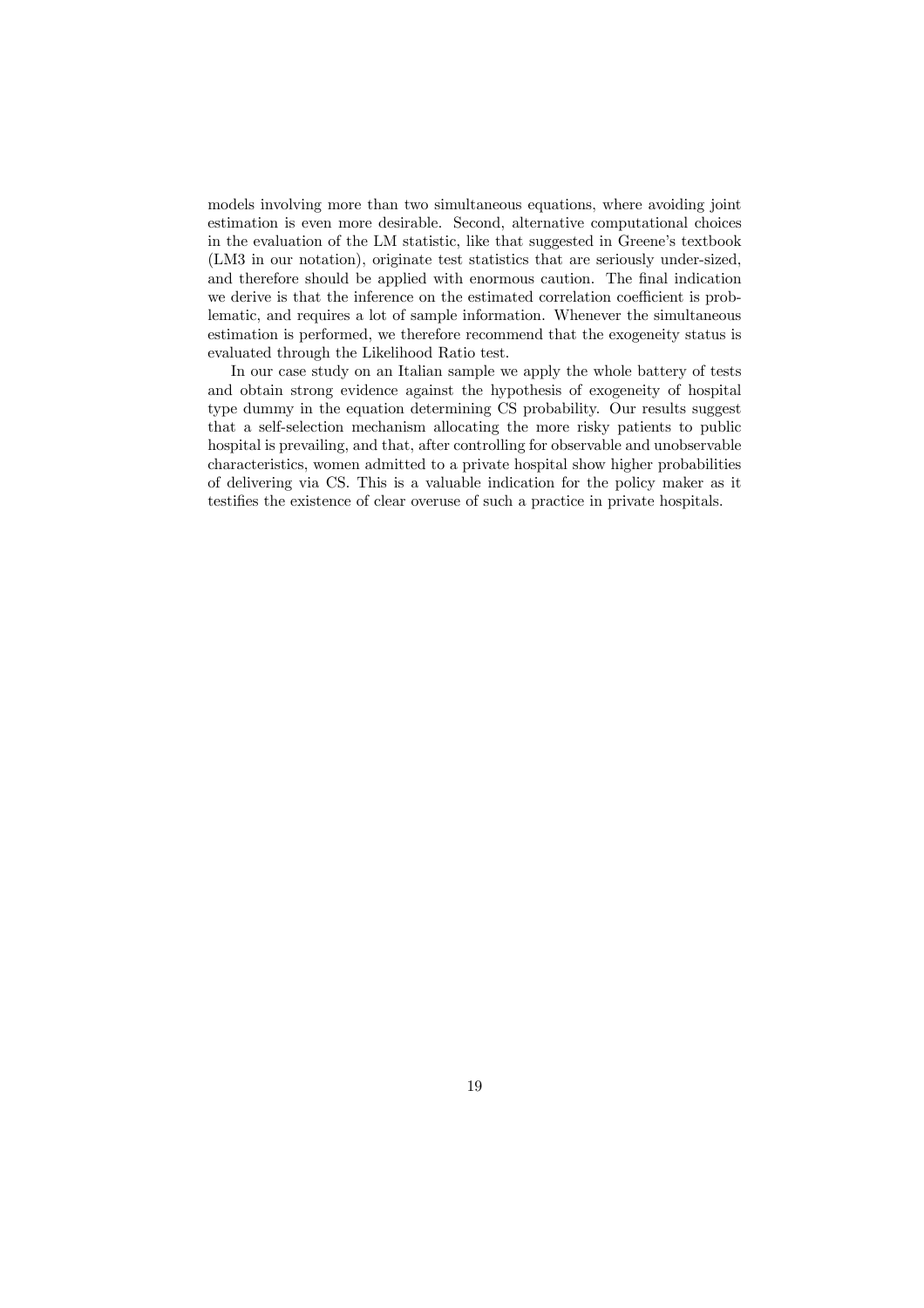models involving more than two simultaneous equations, where avoiding joint estimation is even more desirable. Second, alternative computational choices in the evaluation of the LM statistic, like that suggested in Greene's textbook (LM3 in our notation), originate test statistics that are seriously under-sized, and therefore should be applied with enormous caution. The final indication we derive is that the inference on the estimated correlation coefficient is problematic, and requires a lot of sample information. Whenever the simultaneous estimation is performed, we therefore recommend that the exogeneity status is evaluated through the Likelihood Ratio test.

In our case study on an Italian sample we apply the whole battery of tests and obtain strong evidence against the hypothesis of exogeneity of hospital type dummy in the equation determining CS probability. Our results suggest that a self-selection mechanism allocating the more risky patients to public hospital is prevailing, and that, after controlling for observable and unobservable characteristics, women admitted to a private hospital show higher probabilities of delivering via CS. This is a valuable indication for the policy maker as it testifies the existence of clear overuse of such a practice in private hospitals.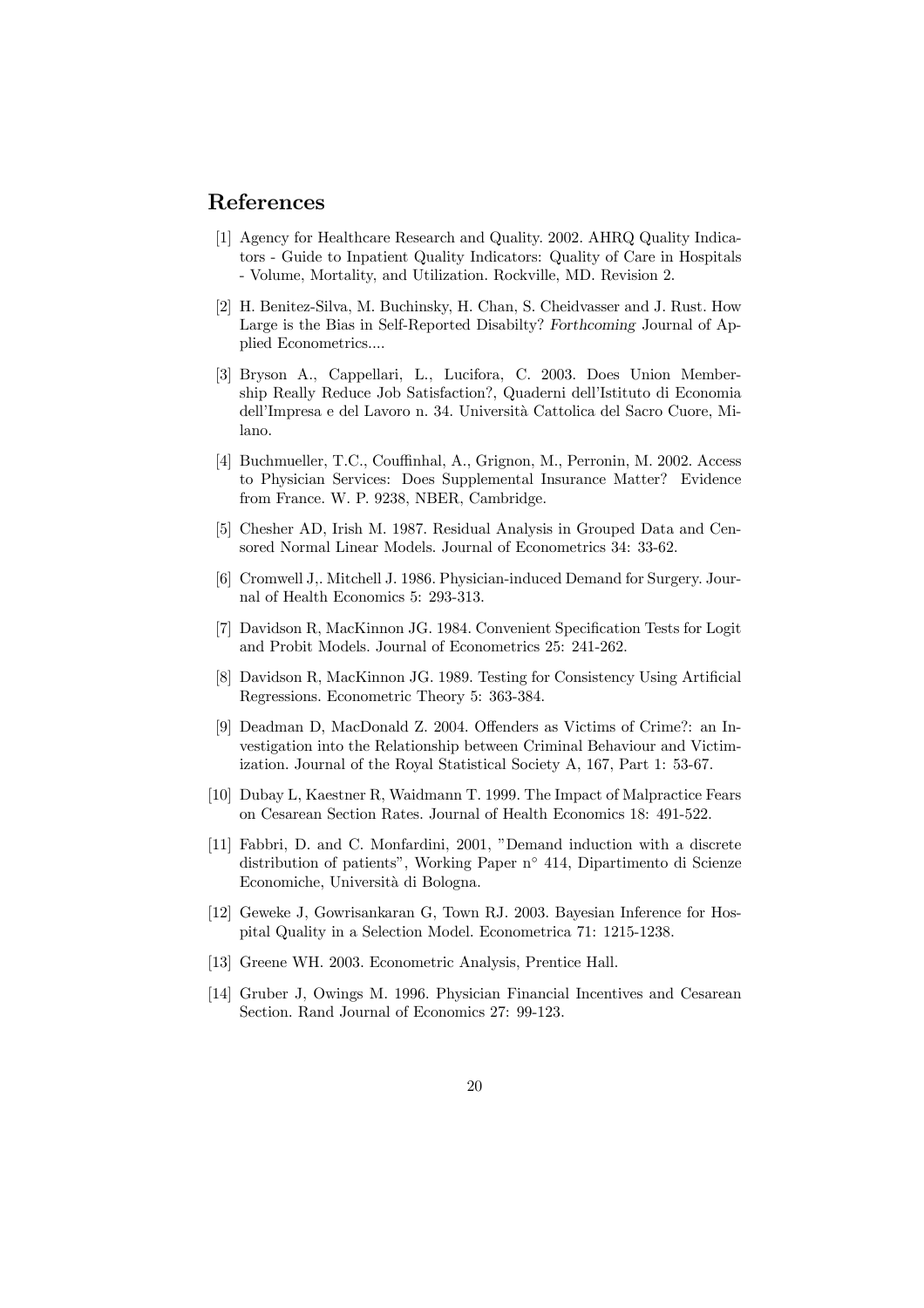## References

[1] Agency for Healthcare Research and Quality. 2002. AHRQ Quality Indicators - Guide to Inpatient Quality Indicators: Quality of Care in Hospitals - Volume, Mortality, and Utilization. Rockville, MD. Revision 2.

[2] H. Benitez-Silva, M. Buchinsky, H. Chan, S. Cheidvasser and J. Rust. How Large is the Bias in Self-Reported Disabilty? *Forthcoming* Journal of Applied Econometrics....

[3] Bryson A., Cappellari, L., Lucifora, C. 2003. Does Union Membership Really Reduce Job Satisfaction?, Quaderni dell'Istituto di Economia dell'Impresa e del Lavoro n. 34. Università Cattolica del Sacro Cuore, Milano.

[4] Buchmueller, T.C., Couffinhal, A., Grignon, M., Perronin, M. 2002. Access to Physician Services: Does Supplemental Insurance Matter? Evidence from France. W. P. 9238, NBER, Cambridge.

[5] Chesher AD, Irish M. 1987. Residual Analysis in Grouped Data and Censored Normal Linear Models. Journal of Econometrics 34: 33-62.

[6] Cromwell J,. Mitchell J. 1986. Physician-induced Demand for Surgery. Journal of Health Economics 5: 293-313.

[7] Davidson R, MacKinnon JG. 1984. Convenient Specification Tests for Logit and Probit Models. Journal of Econometrics 25: 241-262.

[8] Davidson R, MacKinnon JG. 1989. Testing for Consistency Using Artificial Regressions. Econometric Theory 5: 363-384.

[9] Deadman D, MacDonald Z. 2004. Offenders as Victims of Crime?: an Investigation into the Relationship between Criminal Behaviour and Victimization. Journal of the Royal Statistical Society A, 167, Part 1: 53-67.

[10] Dubay L, Kaestner R, Waidmann T. 1999. The Impact of Malpractice Fears on Cesarean Section Rates. Journal of Health Economics 18: 491-522.

[11] Fabbri, D. and C. Monfardini, 2001, "Demand induction with a discrete distribution of patients", Working Paper n° 414, Dipartimento di Scienze Economiche, Università di Bologna.

[12] Geweke J, Gowrisankaran G, Town RJ. 2003. Bayesian Inference for Hospital Quality in a Selection Model. Econometrica 71: 1215-1238.

[13] Greene WH. 2003. Econometric Analysis, Prentice Hall.

[14] Gruber J, Owings M. 1996. Physician Financial Incentives and Cesarean Section. Rand Journal of Economics 27: 99-123.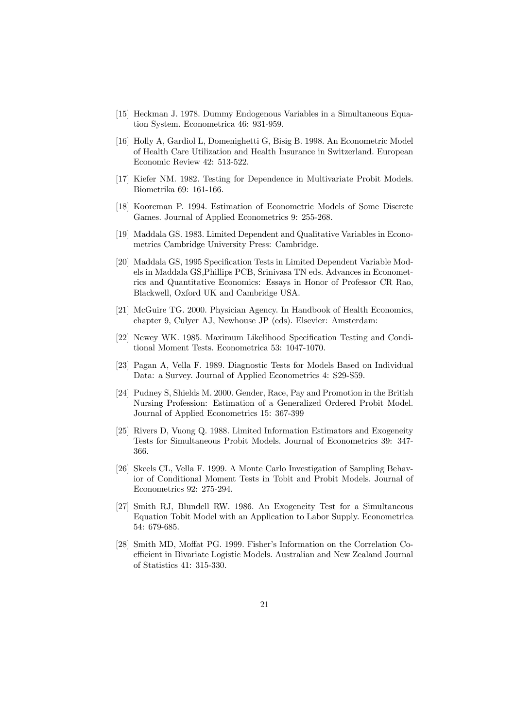[15] Heckman J. 1978. Dummy Endogenous Variables in a Simultaneous Equation System. Econometrica 46: 931-959.

[16] Holly A, Gardiol L, Domenighetti G, Bisig B. 1998. An Econometric Model of Health Care Utilization and Health Insurance in Switzerland. European Economic Review 42: 513-522.

[17] Kiefer NM. 1982. Testing for Dependence in Multivariate Probit Models. Biometrika 69: 161-166.

[18] Kooreman P. 1994. Estimation of Econometric Models of Some Discrete Games. Journal of Applied Econometrics 9: 255-268.

[19] Maddala GS. 1983. Limited Dependent and Qualitative Variables in Econometrics Cambridge University Press: Cambridge.

[20] Maddala GS, 1995 Specification Tests in Limited Dependent Variable Models in Maddala GS,Phillips PCB, Srinivasa TN eds. Advances in Econometrics and Quantitative Economics: Essays in Honor of Professor CR Rao, Blackwell, Oxford UK and Cambridge USA.

[21] McGuire TG. 2000. Physician Agency. In Handbook of Health Economics, chapter 9, Culyer AJ, Newhouse JP (eds). Elsevier: Amsterdam:

[22] Newey WK. 1985. Maximum Likelihood Specification Testing and Conditional Moment Tests. Econometrica 53: 1047-1070.

[23] Pagan A, Vella F. 1989. Diagnostic Tests for Models Based on Individual Data: a Survey. Journal of Applied Econometrics 4: S29-S59.

[24] Pudney S, Shields M. 2000. Gender, Race, Pay and Promotion in the British Nursing Profession: Estimation of a Generalized Ordered Probit Model. Journal of Applied Econometrics 15: 367-399

[25] Rivers D, Vuong Q. 1988. Limited Information Estimators and Exogeneity Tests for Simultaneous Probit Models. Journal of Econometrics 39: 347-366.

[26] Skeels CL, Vella F. 1999. A Monte Carlo Investigation of Sampling Behavior of Conditional Moment Tests in Tobit and Probit Models. Journal of Econometrics 92: 275-294.

[27] Smith RJ, Blundell RW. 1986. An Exogeneity Test for a Simultaneous Equation Tobit Model with an Application to Labor Supply. Econometrica 54: 679-685.

[28] Smith MD, Moffat PG. 1999. Fisher's Information on the Correlation Coefficient in Bivariate Logistic Models. Australian and New Zealand Journal of Statistics 41: 315-330.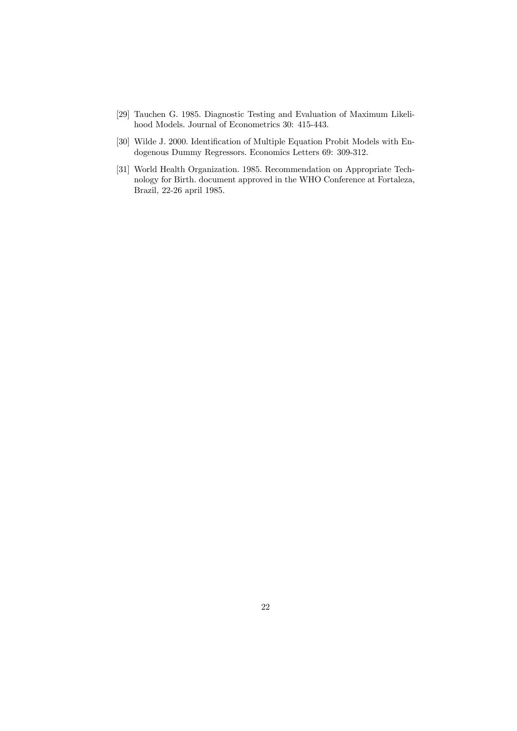[29] Tauchen G. 1985. Diagnostic Testing and Evaluation of Maximum Likelihood Models. Journal of Econometrics 30: 415-443.

[30] Wilde J. 2000. Identification of Multiple Equation Probit Models with Endogenous Dummy Regressors. Economics Letters 69: 309-312.

[31] World Health Organization. 1985. Recommendation on Appropriate Technology for Birth. document approved in the WHO Conference at Fortaleza, Brazil, 22-26 april 1985.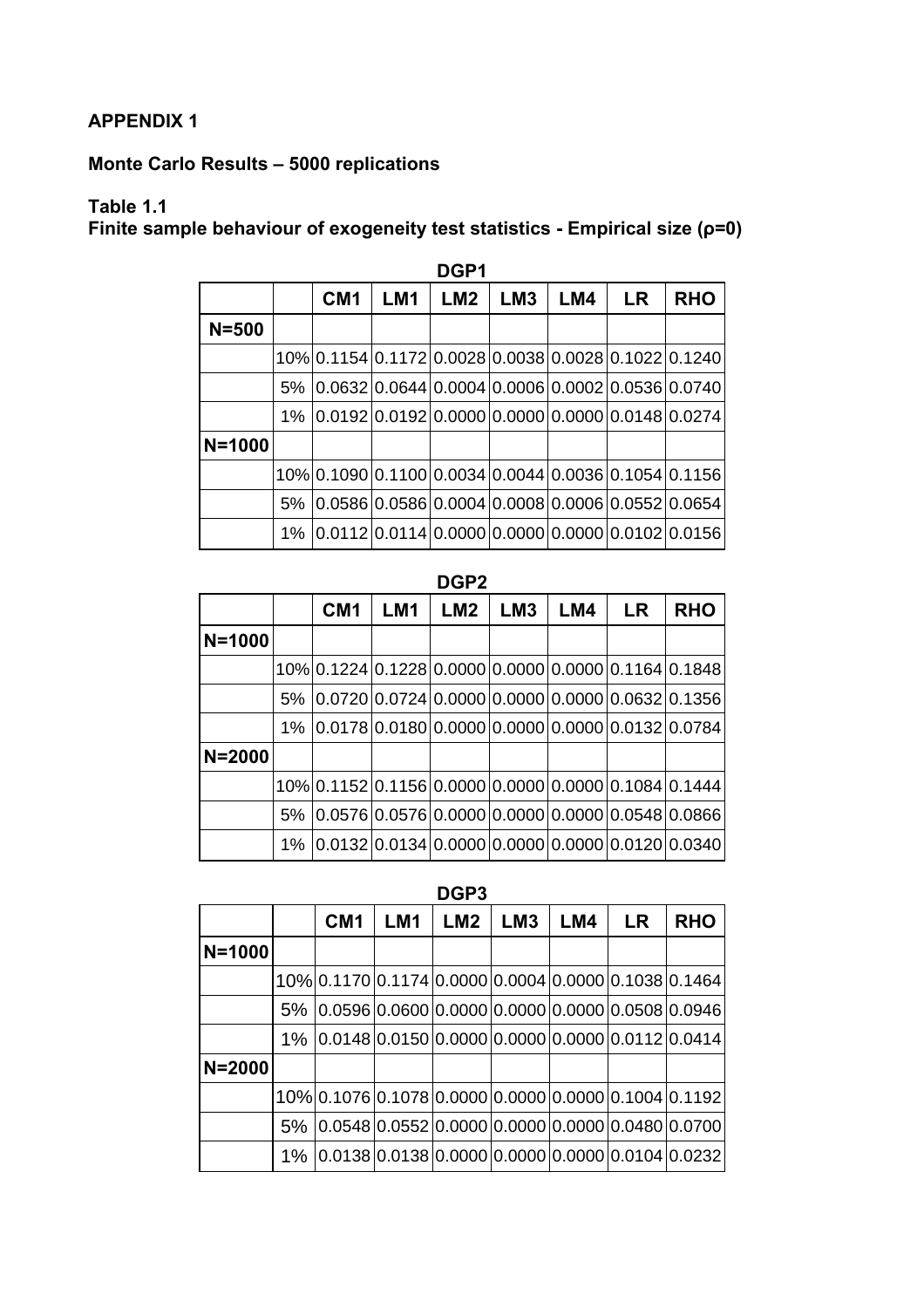**APPENDIX 1**

**Monte Carlo Results – 5000 replications**

**Table 1.1**
**Finite sample behaviour of exogeneity test statistics - Empirical size (ρ=0)**

**DGP1**

| | | CM1 | LM1 | LM2 | LM3 | LM4 | LR | RHO |
|---|---|---|---|---|---|---|---|---|
| N=500 | | | | | | | | |
| | 10% | 0.1154 | 0.1172 | 0.0028 | 0.0038 | 0.0028 | 0.1022 | 0.1240 |
| | 5% | 0.0632 | 0.0644 | 0.0004 | 0.0006 | 0.0002 | 0.0536 | 0.0740 |
| | 1% | 0.0192 | 0.0192 | 0.0000 | 0.0000 | 0.0000 | 0.0148 | 0.0274 |
| N=1000 | | | | | | | | |
| | 10% | 0.1090 | 0.1100 | 0.0034 | 0.0044 | 0.0036 | 0.1054 | 0.1156 |
| | 5% | 0.0586 | 0.0586 | 0.0004 | 0.0008 | 0.0006 | 0.0552 | 0.0654 |
| | 1% | 0.0112 | 0.0114 | 0.0000 | 0.0000 | 0.0000 | 0.0102 | 0.0156 |

**DGP2**

| | | CM1 | LM1 | LM2 | LM3 | LM4 | LR | RHO |
|---|---|---|---|---|---|---|---|---|
| N=1000 | | | | | | | | |
| | 10% | 0.1224 | 0.1228 | 0.0000 | 0.0000 | 0.0000 | 0.1164 | 0.1848 |
| | 5% | 0.0720 | 0.0724 | 0.0000 | 0.0000 | 0.0000 | 0.0632 | 0.1356 |
| | 1% | 0.0178 | 0.0180 | 0.0000 | 0.0000 | 0.0000 | 0.0132 | 0.0784 |
| N=2000 | | | | | | | | |
| | 10% | 0.1152 | 0.1156 | 0.0000 | 0.0000 | 0.0000 | 0.1084 | 0.1444 |
| | 5% | 0.0576 | 0.0576 | 0.0000 | 0.0000 | 0.0000 | 0.0548 | 0.0866 |
| | 1% | 0.0132 | 0.0134 | 0.0000 | 0.0000 | 0.0000 | 0.0120 | 0.0340 |

**DGP3**

| | | CM1 | LM1 | LM2 | LM3 | LM4 | LR | RHO |
|---|---|---|---|---|---|---|---|---|
| N=1000 | | | | | | | | |
| | 10% | 0.1170 | 0.1174 | 0.0000 | 0.0004 | 0.0000 | 0.1038 | 0.1464 |
| | 5% | 0.0596 | 0.0600 | 0.0000 | 0.0000 | 0.0000 | 0.0508 | 0.0946 |
| | 1% | 0.0148 | 0.0150 | 0.0000 | 0.0000 | 0.0000 | 0.0112 | 0.0414 |
| N=2000 | | | | | | | | |
| | 10% | 0.1076 | 0.1078 | 0.0000 | 0.0000 | 0.0000 | 0.1004 | 0.1192 |
| | 5% | 0.0548 | 0.0552 | 0.0000 | 0.0000 | 0.0000 | 0.0480 | 0.0700 |
| | 1% | 0.0138 | 0.0138 | 0.0000 | 0.0000 | 0.0000 | 0.0104 | 0.0232 |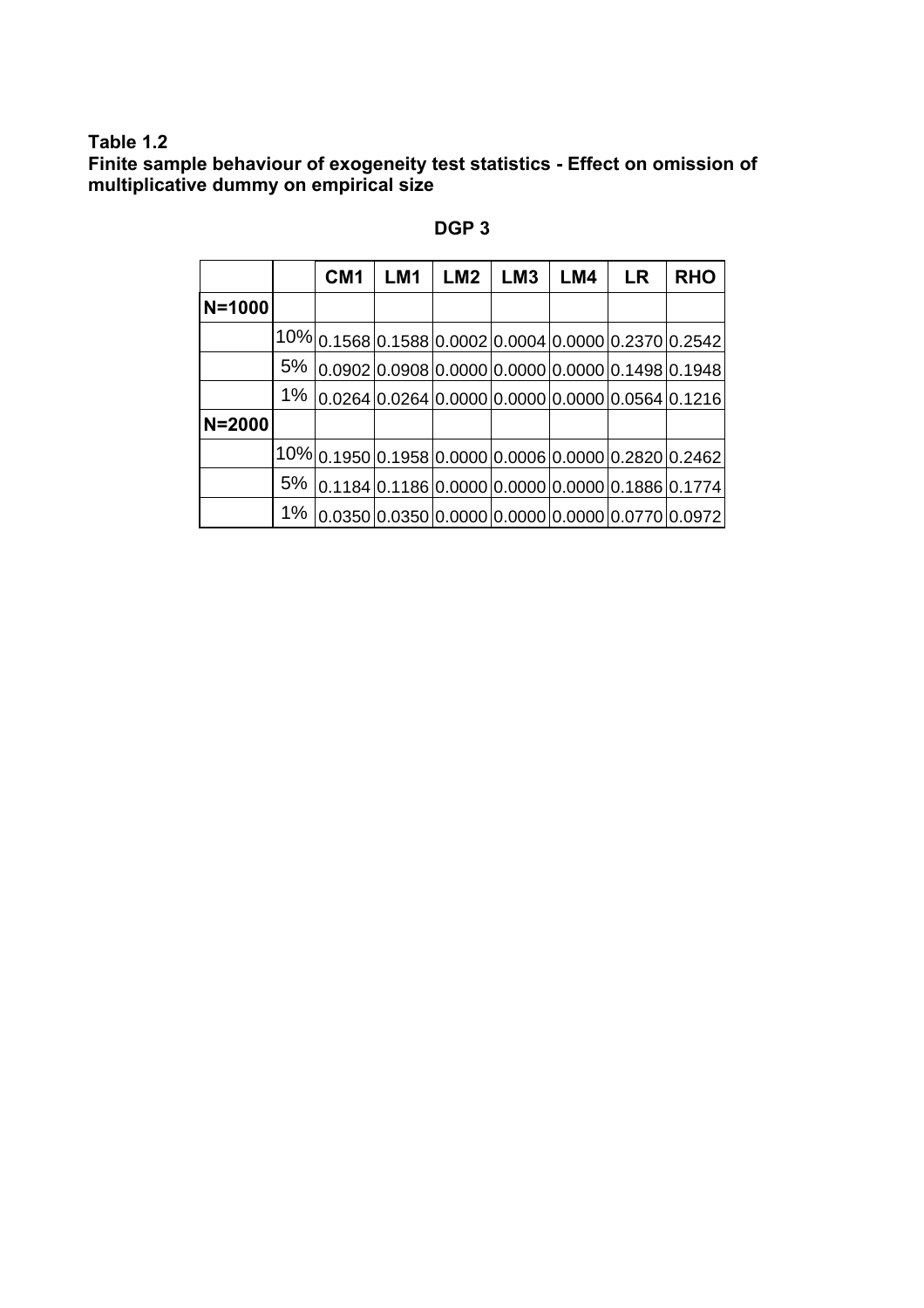**Table 1.2**
**Finite sample behaviour of exogeneity test statistics - Effect on omission of multiplicative dummy on empirical size**

**DGP 3**

| | | CM1 | LM1 | LM2 | LM3 | LM4 | LR | RHO |
|---|---|---|---|---|---|---|---|---|
| **N=1000** | | | | | | | | |
| | 10% | 0.1568 | 0.1588 | 0.0002 | 0.0004 | 0.0000 | 0.2370 | 0.2542 |
| | 5% | 0.0902 | 0.0908 | 0.0000 | 0.0000 | 0.0000 | 0.1498 | 0.1948 |
| | 1% | 0.0264 | 0.0264 | 0.0000 | 0.0000 | 0.0000 | 0.0564 | 0.1216 |
| **N=2000** | | | | | | | | |
| | 10% | 0.1950 | 0.1958 | 0.0000 | 0.0006 | 0.0000 | 0.2820 | 0.2462 |
| | 5% | 0.1184 | 0.1186 | 0.0000 | 0.0000 | 0.0000 | 0.1886 | 0.1774 |
| | 1% | 0.0350 | 0.0350 | 0.0000 | 0.0000 | 0.0000 | 0.0770 | 0.0972 |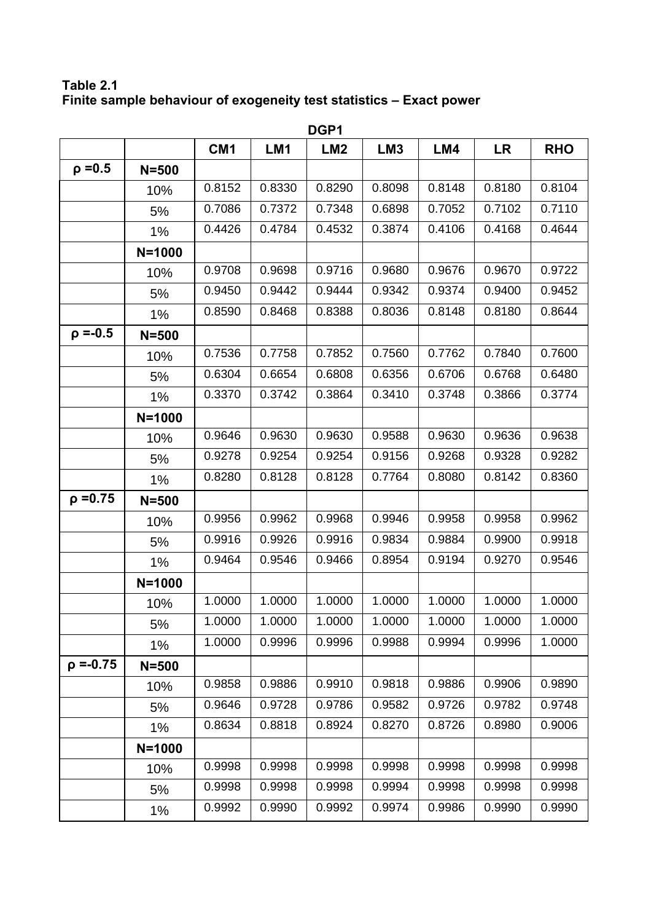**Table 2.1**
**Finite sample behaviour of exogeneity test statistics – Exact power**

**DGP1**

| | | CM1 | LM1 | LM2 | LM3 | LM4 | LR | RHO |
|---|---|---|---|---|---|---|---|---|
| **ρ =0.5** | **N=500** | | | | | | | |
| | 10% | 0.8152 | 0.8330 | 0.8290 | 0.8098 | 0.8148 | 0.8180 | 0.8104 |
| | 5% | 0.7086 | 0.7372 | 0.7348 | 0.6898 | 0.7052 | 0.7102 | 0.7110 |
| | 1% | 0.4426 | 0.4784 | 0.4532 | 0.3874 | 0.4106 | 0.4168 | 0.4644 |
| | **N=1000** | | | | | | | |
| | 10% | 0.9708 | 0.9698 | 0.9716 | 0.9680 | 0.9676 | 0.9670 | 0.9722 |
| | 5% | 0.9450 | 0.9442 | 0.9444 | 0.9342 | 0.9374 | 0.9400 | 0.9452 |
| | 1% | 0.8590 | 0.8468 | 0.8388 | 0.8036 | 0.8148 | 0.8180 | 0.8644 |
| **ρ =-0.5** | **N=500** | | | | | | | |
| | 10% | 0.7536 | 0.7758 | 0.7852 | 0.7560 | 0.7762 | 0.7840 | 0.7600 |
| | 5% | 0.6304 | 0.6654 | 0.6808 | 0.6356 | 0.6706 | 0.6768 | 0.6480 |
| | 1% | 0.3370 | 0.3742 | 0.3864 | 0.3410 | 0.3748 | 0.3866 | 0.3774 |
| | **N=1000** | | | | | | | |
| | 10% | 0.9646 | 0.9630 | 0.9630 | 0.9588 | 0.9630 | 0.9636 | 0.9638 |
| | 5% | 0.9278 | 0.9254 | 0.9254 | 0.9156 | 0.9268 | 0.9328 | 0.9282 |
| | 1% | 0.8280 | 0.8128 | 0.8128 | 0.7764 | 0.8080 | 0.8142 | 0.8360 |
| **ρ =0.75** | **N=500** | | | | | | | |
| | 10% | 0.9956 | 0.9962 | 0.9968 | 0.9946 | 0.9958 | 0.9958 | 0.9962 |
| | 5% | 0.9916 | 0.9926 | 0.9916 | 0.9834 | 0.9884 | 0.9900 | 0.9918 |
| | 1% | 0.9464 | 0.9546 | 0.9466 | 0.8954 | 0.9194 | 0.9270 | 0.9546 |
| | **N=1000** | | | | | | | |
| | 10% | 1.0000 | 1.0000 | 1.0000 | 1.0000 | 1.0000 | 1.0000 | 1.0000 |
| | 5% | 1.0000 | 1.0000 | 1.0000 | 1.0000 | 1.0000 | 1.0000 | 1.0000 |
| | 1% | 1.0000 | 0.9996 | 0.9996 | 0.9988 | 0.9994 | 0.9996 | 1.0000 |
| **ρ =-0.75** | **N=500** | | | | | | | |
| | 10% | 0.9858 | 0.9886 | 0.9910 | 0.9818 | 0.9886 | 0.9906 | 0.9890 |
| | 5% | 0.9646 | 0.9728 | 0.9786 | 0.9582 | 0.9726 | 0.9782 | 0.9748 |
| | 1% | 0.8634 | 0.8818 | 0.8924 | 0.8270 | 0.8726 | 0.8980 | 0.9006 |
| | **N=1000** | | | | | | | |
| | 10% | 0.9998 | 0.9998 | 0.9998 | 0.9998 | 0.9998 | 0.9998 | 0.9998 |
| | 5% | 0.9998 | 0.9998 | 0.9998 | 0.9994 | 0.9998 | 0.9998 | 0.9998 |
| | 1% | 0.9992 | 0.9990 | 0.9992 | 0.9974 | 0.9986 | 0.9990 | 0.9990 |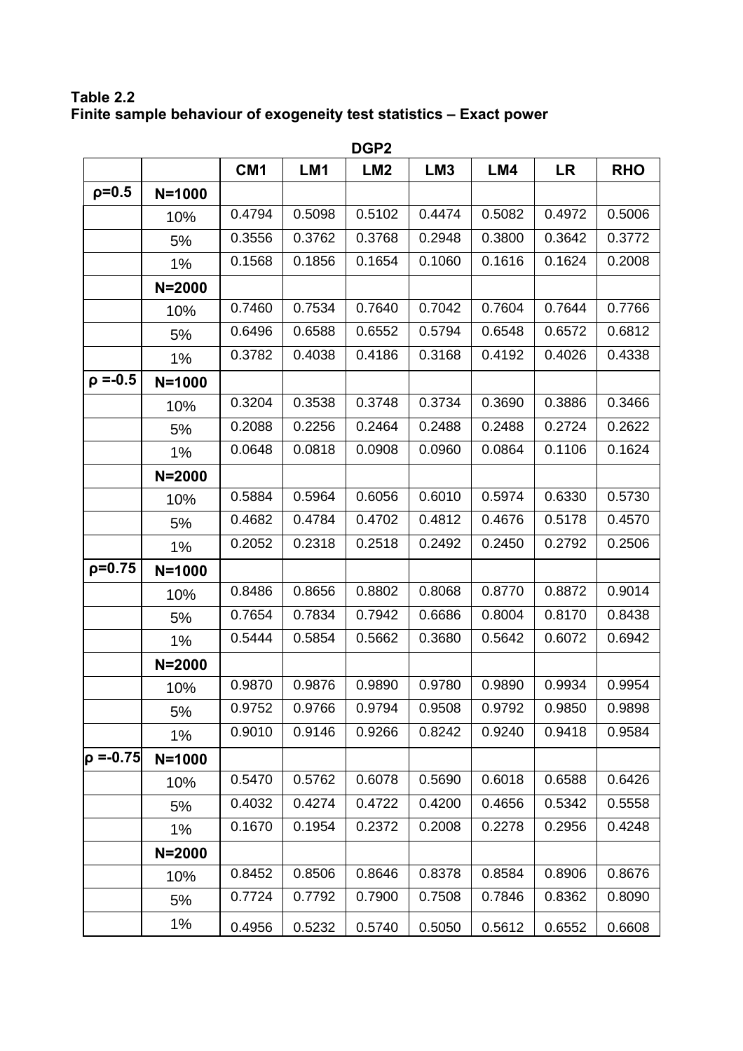**Table 2.2**
**Finite sample behaviour of exogeneity test statistics – Exact power**

| | | DGP2 | | | | | | |
|---|---|---|---|---|---|---|---|---|
| | | **CM1** | **LM1** | **LM2** | **LM3** | **LM4** | **LR** | **RHO** |
| **ρ=0.5** | **N=1000** | | | | | | | |
| | 10% | 0.4794 | 0.5098 | 0.5102 | 0.4474 | 0.5082 | 0.4972 | 0.5006 |
| | 5% | 0.3556 | 0.3762 | 0.3768 | 0.2948 | 0.3800 | 0.3642 | 0.3772 |
| | 1% | 0.1568 | 0.1856 | 0.1654 | 0.1060 | 0.1616 | 0.1624 | 0.2008 |
| | **N=2000** | | | | | | | |
| | 10% | 0.7460 | 0.7534 | 0.7640 | 0.7042 | 0.7604 | 0.7644 | 0.7766 |
| | 5% | 0.6496 | 0.6588 | 0.6552 | 0.5794 | 0.6548 | 0.6572 | 0.6812 |
| | 1% | 0.3782 | 0.4038 | 0.4186 | 0.3168 | 0.4192 | 0.4026 | 0.4338 |
| **ρ =-0.5** | **N=1000** | | | | | | | |
| | 10% | 0.3204 | 0.3538 | 0.3748 | 0.3734 | 0.3690 | 0.3886 | 0.3466 |
| | 5% | 0.2088 | 0.2256 | 0.2464 | 0.2488 | 0.2488 | 0.2724 | 0.2622 |
| | 1% | 0.0648 | 0.0818 | 0.0908 | 0.0960 | 0.0864 | 0.1106 | 0.1624 |
| | **N=2000** | | | | | | | |
| | 10% | 0.5884 | 0.5964 | 0.6056 | 0.6010 | 0.5974 | 0.6330 | 0.5730 |
| | 5% | 0.4682 | 0.4784 | 0.4702 | 0.4812 | 0.4676 | 0.5178 | 0.4570 |
| | 1% | 0.2052 | 0.2318 | 0.2518 | 0.2492 | 0.2450 | 0.2792 | 0.2506 |
| **ρ=0.75** | **N=1000** | | | | | | | |
| | 10% | 0.8486 | 0.8656 | 0.8802 | 0.8068 | 0.8770 | 0.8872 | 0.9014 |
| | 5% | 0.7654 | 0.7834 | 0.7942 | 0.6686 | 0.8004 | 0.8170 | 0.8438 |
| | 1% | 0.5444 | 0.5854 | 0.5662 | 0.3680 | 0.5642 | 0.6072 | 0.6942 |
| | **N=2000** | | | | | | | |
| | 10% | 0.9870 | 0.9876 | 0.9890 | 0.9780 | 0.9890 | 0.9934 | 0.9954 |
| | 5% | 0.9752 | 0.9766 | 0.9794 | 0.9508 | 0.9792 | 0.9850 | 0.9898 |
| | 1% | 0.9010 | 0.9146 | 0.9266 | 0.8242 | 0.9240 | 0.9418 | 0.9584 |
| **ρ =-0.75** | **N=1000** | | | | | | | |
| | 10% | 0.5470 | 0.5762 | 0.6078 | 0.5690 | 0.6018 | 0.6588 | 0.6426 |
| | 5% | 0.4032 | 0.4274 | 0.4722 | 0.4200 | 0.4656 | 0.5342 | 0.5558 |
| | 1% | 0.1670 | 0.1954 | 0.2372 | 0.2008 | 0.2278 | 0.2956 | 0.4248 |
| | **N=2000** | | | | | | | |
| | 10% | 0.8452 | 0.8506 | 0.8646 | 0.8378 | 0.8584 | 0.8906 | 0.8676 |
| | 5% | 0.7724 | 0.7792 | 0.7900 | 0.7508 | 0.7846 | 0.8362 | 0.8090 |
| | 1% | 0.4956 | 0.5232 | 0.5740 | 0.5050 | 0.5612 | 0.6552 | 0.6608 |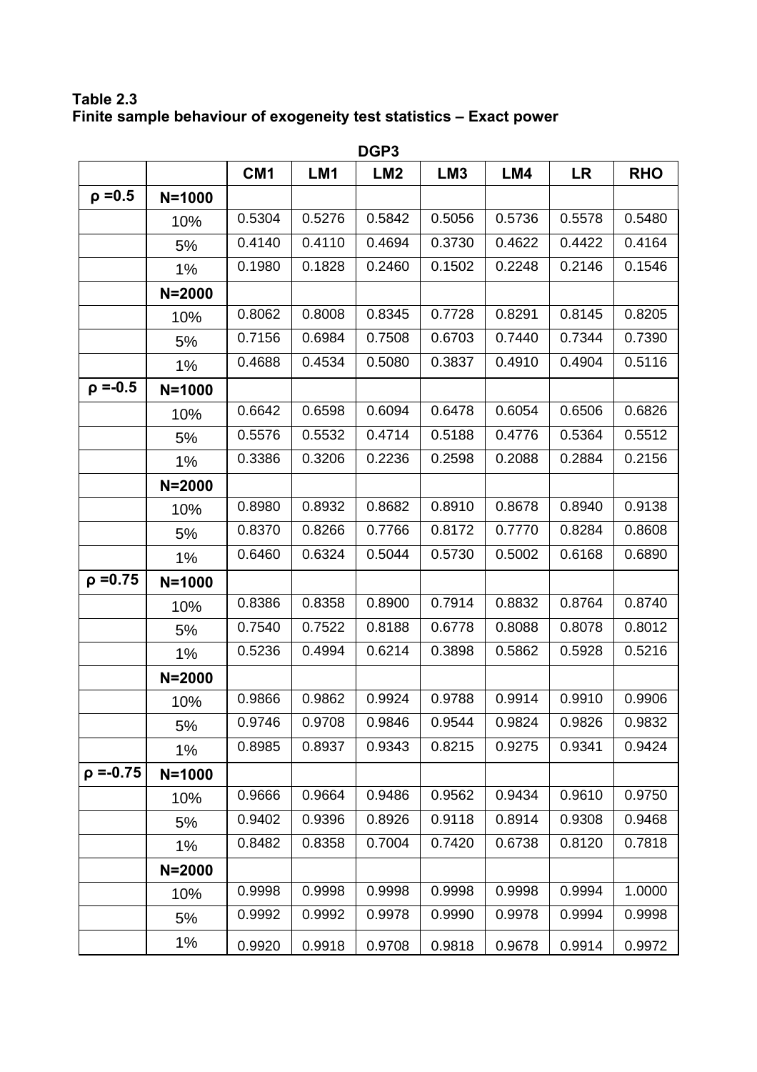**Table 2.3**
**Finite sample behaviour of exogeneity test statistics – Exact power**

| | | DGP3 | | | | | | |
|---|---|---|---|---|---|---|---|---|
| | | CM1 | LM1 | LM2 | LM3 | LM4 | LR | RHO |
| ρ =0.5 | N=1000 | | | | | | | |
| | 10% | 0.5304 | 0.5276 | 0.5842 | 0.5056 | 0.5736 | 0.5578 | 0.5480 |
| | 5% | 0.4140 | 0.4110 | 0.4694 | 0.3730 | 0.4622 | 0.4422 | 0.4164 |
| | 1% | 0.1980 | 0.1828 | 0.2460 | 0.1502 | 0.2248 | 0.2146 | 0.1546 |
| | N=2000 | | | | | | | |
| | 10% | 0.8062 | 0.8008 | 0.8345 | 0.7728 | 0.8291 | 0.8145 | 0.8205 |
| | 5% | 0.7156 | 0.6984 | 0.7508 | 0.6703 | 0.7440 | 0.7344 | 0.7390 |
| | 1% | 0.4688 | 0.4534 | 0.5080 | 0.3837 | 0.4910 | 0.4904 | 0.5116 |
| ρ =-0.5 | N=1000 | | | | | | | |
| | 10% | 0.6642 | 0.6598 | 0.6094 | 0.6478 | 0.6054 | 0.6506 | 0.6826 |
| | 5% | 0.5576 | 0.5532 | 0.4714 | 0.5188 | 0.4776 | 0.5364 | 0.5512 |
| | 1% | 0.3386 | 0.3206 | 0.2236 | 0.2598 | 0.2088 | 0.2884 | 0.2156 |
| | N=2000 | | | | | | | |
| | 10% | 0.8980 | 0.8932 | 0.8682 | 0.8910 | 0.8678 | 0.8940 | 0.9138 |
| | 5% | 0.8370 | 0.8266 | 0.7766 | 0.8172 | 0.7770 | 0.8284 | 0.8608 |
| | 1% | 0.6460 | 0.6324 | 0.5044 | 0.5730 | 0.5002 | 0.6168 | 0.6890 |
| ρ =0.75 | N=1000 | | | | | | | |
| | 10% | 0.8386 | 0.8358 | 0.8900 | 0.7914 | 0.8832 | 0.8764 | 0.8740 |
| | 5% | 0.7540 | 0.7522 | 0.8188 | 0.6778 | 0.8088 | 0.8078 | 0.8012 |
| | 1% | 0.5236 | 0.4994 | 0.6214 | 0.3898 | 0.5862 | 0.5928 | 0.5216 |
| | N=2000 | | | | | | | |
| | 10% | 0.9866 | 0.9862 | 0.9924 | 0.9788 | 0.9914 | 0.9910 | 0.9906 |
| | 5% | 0.9746 | 0.9708 | 0.9846 | 0.9544 | 0.9824 | 0.9826 | 0.9832 |
| | 1% | 0.8985 | 0.8937 | 0.9343 | 0.8215 | 0.9275 | 0.9341 | 0.9424 |
| ρ =-0.75 | N=1000 | | | | | | | |
| | 10% | 0.9666 | 0.9664 | 0.9486 | 0.9562 | 0.9434 | 0.9610 | 0.9750 |
| | 5% | 0.9402 | 0.9396 | 0.8926 | 0.9118 | 0.8914 | 0.9308 | 0.9468 |
| | 1% | 0.8482 | 0.8358 | 0.7004 | 0.7420 | 0.6738 | 0.8120 | 0.7818 |
| | N=2000 | | | | | | | |
| | 10% | 0.9998 | 0.9998 | 0.9998 | 0.9998 | 0.9998 | 0.9994 | 1.0000 |
| | 5% | 0.9992 | 0.9992 | 0.9978 | 0.9990 | 0.9978 | 0.9994 | 0.9998 |
| | 1% | 0.9920 | 0.9918 | 0.9708 | 0.9818 | 0.9678 | 0.9914 | 0.9972 |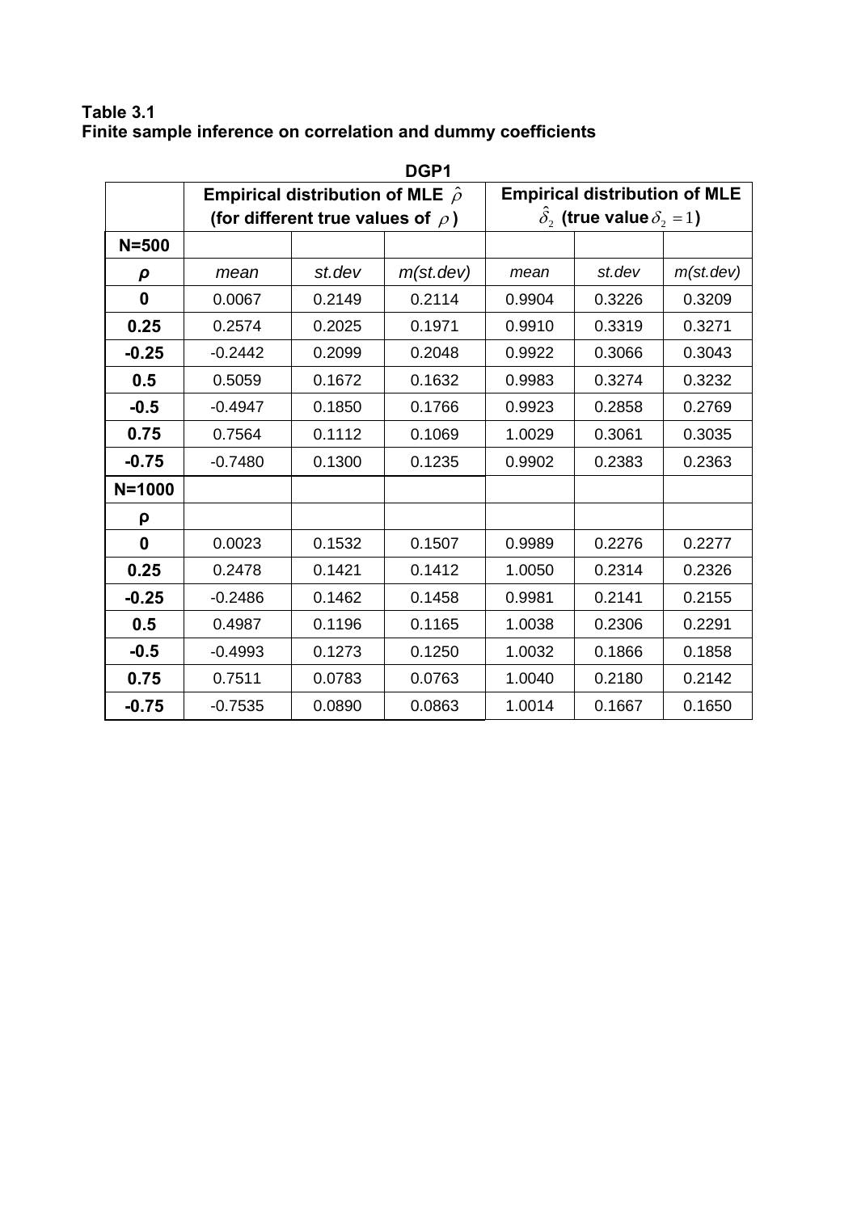**Table 3.1**
**Finite sample inference on correlation and dummy coefficients**

**DGP1**

| | Empirical distribution of MLE $\hat{\rho}$ (for different true values of $\rho$) | | | Empirical distribution of MLE $\hat{\delta}_2$ (true value $\delta_2 = 1$) | | |
|---|---|---|---|---|---|---|
| **N=500** | | | | | | |
| ***ρ*** | *mean* | *st.dev* | *m(st.dev)* | *mean* | *st.dev* | *m(st.dev)* |
| **0** | 0.0067 | 0.2149 | 0.2114 | 0.9904 | 0.3226 | 0.3209 |
| **0.25** | 0.2574 | 0.2025 | 0.1971 | 0.9910 | 0.3319 | 0.3271 |
| **-0.25** | -0.2442 | 0.2099 | 0.2048 | 0.9922 | 0.3066 | 0.3043 |
| **0.5** | 0.5059 | 0.1672 | 0.1632 | 0.9983 | 0.3274 | 0.3232 |
| **-0.5** | -0.4947 | 0.1850 | 0.1766 | 0.9923 | 0.2858 | 0.2769 |
| **0.75** | 0.7564 | 0.1112 | 0.1069 | 1.0029 | 0.3061 | 0.3035 |
| **-0.75** | -0.7480 | 0.1300 | 0.1235 | 0.9902 | 0.2383 | 0.2363 |
| **N=1000** | | | | | | |
| **ρ** | | | | | | |
| **0** | 0.0023 | 0.1532 | 0.1507 | 0.9989 | 0.2276 | 0.2277 |
| **0.25** | 0.2478 | 0.1421 | 0.1412 | 1.0050 | 0.2314 | 0.2326 |
| **-0.25** | -0.2486 | 0.1462 | 0.1458 | 0.9981 | 0.2141 | 0.2155 |
| **0.5** | 0.4987 | 0.1196 | 0.1165 | 1.0038 | 0.2306 | 0.2291 |
| **-0.5** | -0.4993 | 0.1273 | 0.1250 | 1.0032 | 0.1866 | 0.1858 |
| **0.75** | 0.7511 | 0.0783 | 0.0763 | 1.0040 | 0.2180 | 0.2142 |
| **-0.75** | -0.7535 | 0.0890 | 0.0863 | 1.0014 | 0.1667 | 0.1650 |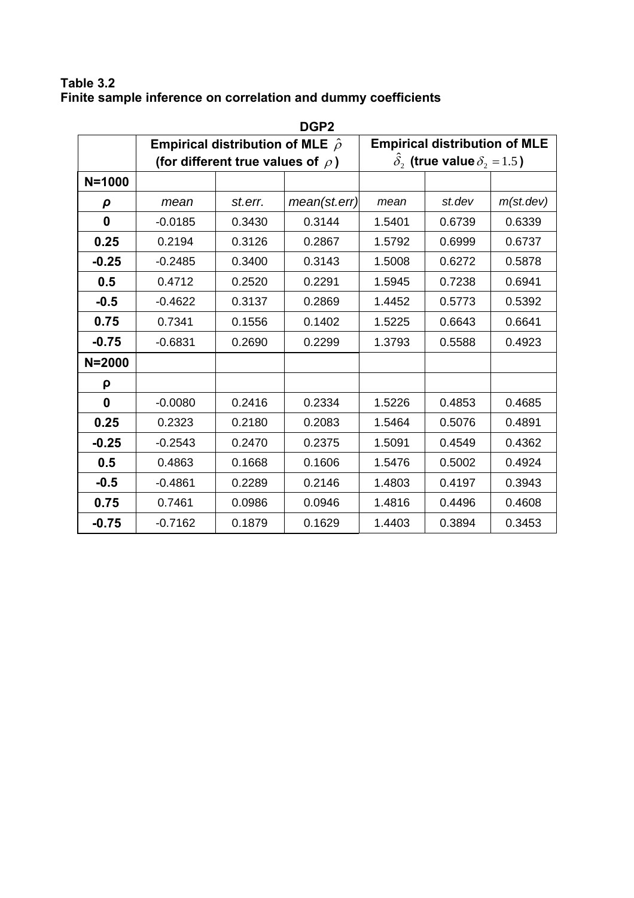**Table 3.2**
**Finite sample inference on correlation and dummy coefficients**

| DGP2 | | | | | | |
|---|---|---|---|---|---|---|
| | Empirical distribution of MLE $\hat{\rho}$ (for different true values of $\rho$) | | | Empirical distribution of MLE $\hat{\delta}_2$ (true value $\delta_2 = 1.5$) | | |
| **N=1000** | | | | | | |
| **ρ** | *mean* | *st.err.* | *mean(st.err)* | *mean* | *st.dev* | *m(st.dev)* |
| **0** | -0.0185 | 0.3430 | 0.3144 | 1.5401 | 0.6739 | 0.6339 |
| **0.25** | 0.2194 | 0.3126 | 0.2867 | 1.5792 | 0.6999 | 0.6737 |
| **-0.25** | -0.2485 | 0.3400 | 0.3143 | 1.5008 | 0.6272 | 0.5878 |
| **0.5** | 0.4712 | 0.2520 | 0.2291 | 1.5945 | 0.7238 | 0.6941 |
| **-0.5** | -0.4622 | 0.3137 | 0.2869 | 1.4452 | 0.5773 | 0.5392 |
| **0.75** | 0.7341 | 0.1556 | 0.1402 | 1.5225 | 0.6643 | 0.6641 |
| **-0.75** | -0.6831 | 0.2690 | 0.2299 | 1.3793 | 0.5588 | 0.4923 |
| **N=2000** | | | | | | |
| **ρ** | | | | | | |
| **0** | -0.0080 | 0.2416 | 0.2334 | 1.5226 | 0.4853 | 0.4685 |
| **0.25** | 0.2323 | 0.2180 | 0.2083 | 1.5464 | 0.5076 | 0.4891 |
| **-0.25** | -0.2543 | 0.2470 | 0.2375 | 1.5091 | 0.4549 | 0.4362 |
| **0.5** | 0.4863 | 0.1668 | 0.1606 | 1.5476 | 0.5002 | 0.4924 |
| **-0.5** | -0.4861 | 0.2289 | 0.2146 | 1.4803 | 0.4197 | 0.3943 |
| **0.75** | 0.7461 | 0.0986 | 0.0946 | 1.4816 | 0.4496 | 0.4608 |
| **-0.75** | -0.7162 | 0.1879 | 0.1629 | 1.4403 | 0.3894 | 0.3453 |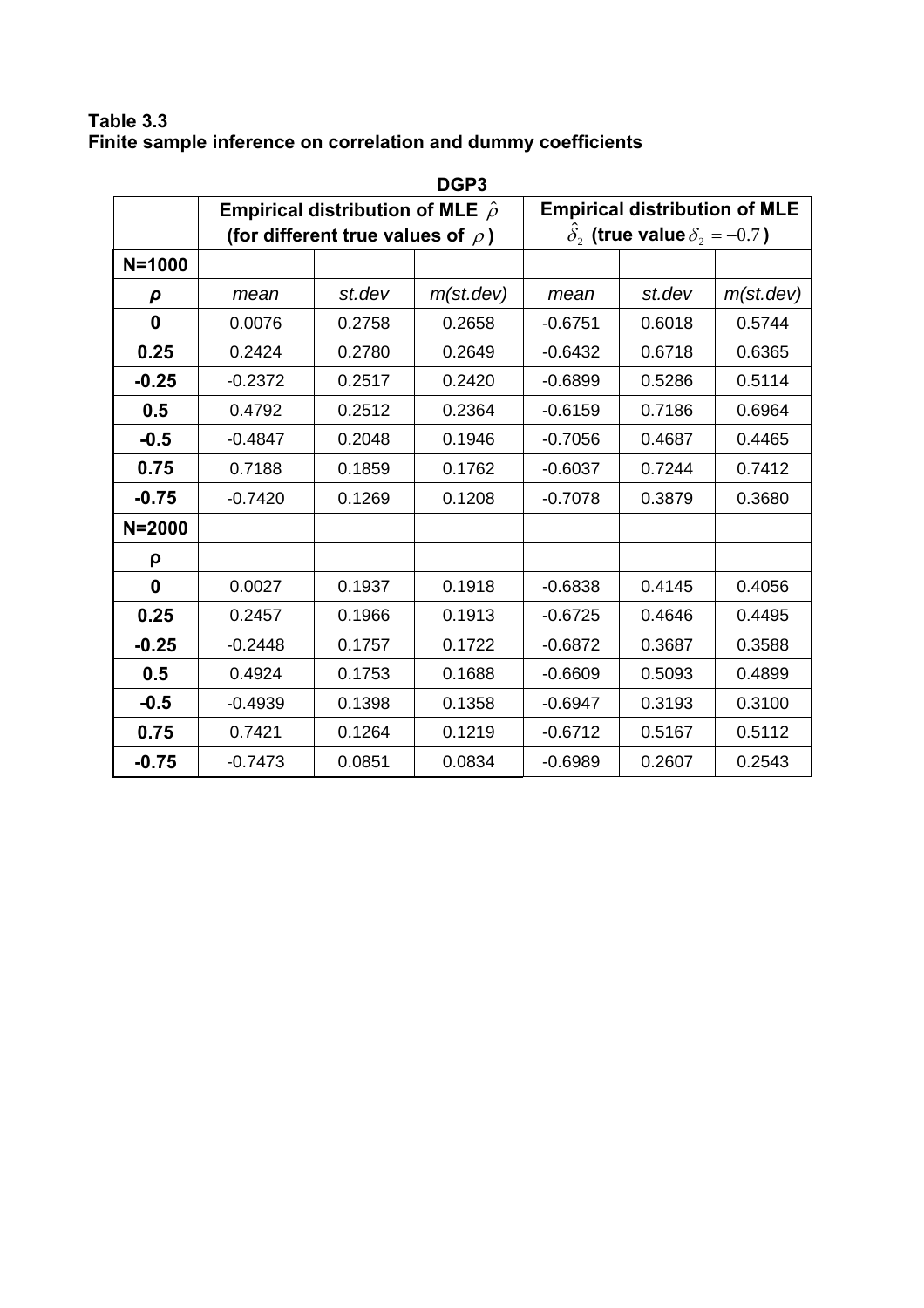**Table 3.3**
**Finite sample inference on correlation and dummy coefficients**

| DGP3 | | | | | | |
|---|---|---|---|---|---|---|
| | Empirical distribution of MLE $\hat{\rho}$ (for different true values of $\rho$) | | | Empirical distribution of MLE $\hat{\delta}_2$ (true value $\delta_2 = -0.7$) | | |
| **N=1000** | | | | | | |
| **ρ** | *mean* | *st.dev* | *m(st.dev)* | *mean* | *st.dev* | *m(st.dev)* |
| **0** | 0.0076 | 0.2758 | 0.2658 | -0.6751 | 0.6018 | 0.5744 |
| **0.25** | 0.2424 | 0.2780 | 0.2649 | -0.6432 | 0.6718 | 0.6365 |
| **-0.25** | -0.2372 | 0.2517 | 0.2420 | -0.6899 | 0.5286 | 0.5114 |
| **0.5** | 0.4792 | 0.2512 | 0.2364 | -0.6159 | 0.7186 | 0.6964 |
| **-0.5** | -0.4847 | 0.2048 | 0.1946 | -0.7056 | 0.4687 | 0.4465 |
| **0.75** | 0.7188 | 0.1859 | 0.1762 | -0.6037 | 0.7244 | 0.7412 |
| **-0.75** | -0.7420 | 0.1269 | 0.1208 | -0.7078 | 0.3879 | 0.3680 |
| **N=2000** | | | | | | |
| **ρ** | | | | | | |
| **0** | 0.0027 | 0.1937 | 0.1918 | -0.6838 | 0.4145 | 0.4056 |
| **0.25** | 0.2457 | 0.1966 | 0.1913 | -0.6725 | 0.4646 | 0.4495 |
| **-0.25** | -0.2448 | 0.1757 | 0.1722 | -0.6872 | 0.3687 | 0.3588 |
| **0.5** | 0.4924 | 0.1753 | 0.1688 | -0.6609 | 0.5093 | 0.4899 |
| **-0.5** | -0.4939 | 0.1398 | 0.1358 | -0.6947 | 0.3193 | 0.3100 |
| **0.75** | 0.7421 | 0.1264 | 0.1219 | -0.6712 | 0.5167 | 0.5112 |
| **-0.75** | -0.7473 | 0.0851 | 0.0834 | -0.6989 | 0.2607 | 0.2543 |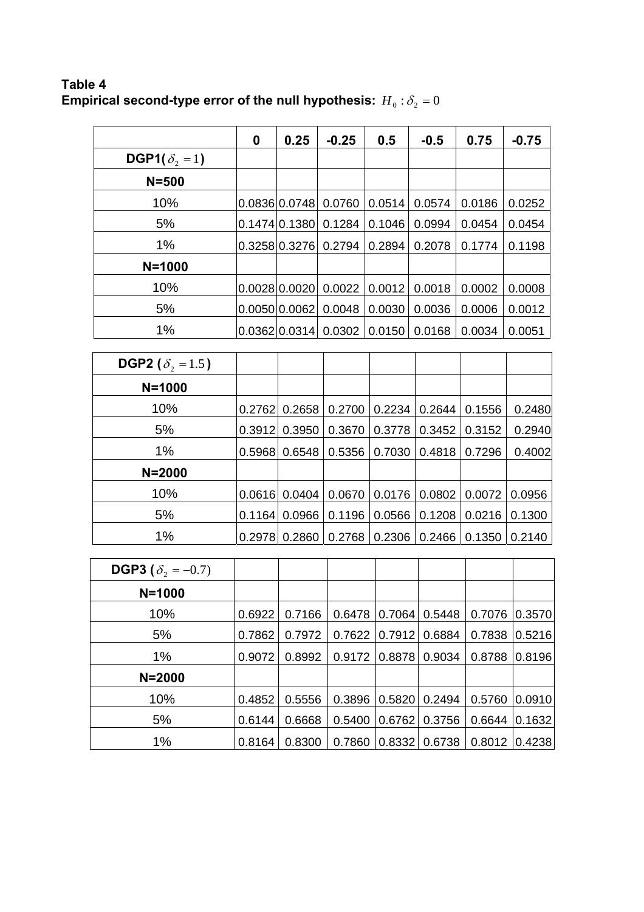**Table 4**
**Empirical second-type error of the null hypothesis:** $H_0 : \delta_2 = 0$

| | 0 | 0.25 | -0.25 | 0.5 | -0.5 | 0.75 | -0.75 |
|---|---|---|---|---|---|---|---|
| **DGP1($\delta_2 = 1$)** | | | | | | | |
| **N=500** | | | | | | | |
| 10% | 0.0836 | 0.0748 | 0.0760 | 0.0514 | 0.0574 | 0.0186 | 0.0252 |
| 5% | 0.1474 | 0.1380 | 0.1284 | 0.1046 | 0.0994 | 0.0454 | 0.0454 |
| 1% | 0.3258 | 0.3276 | 0.2794 | 0.2894 | 0.2078 | 0.1774 | 0.1198 |
| **N=1000** | | | | | | | |
| 10% | 0.0028 | 0.0020 | 0.0022 | 0.0012 | 0.0018 | 0.0002 | 0.0008 |
| 5% | 0.0050 | 0.0062 | 0.0048 | 0.0030 | 0.0036 | 0.0006 | 0.0012 |
| 1% | 0.0362 | 0.0314 | 0.0302 | 0.0150 | 0.0168 | 0.0034 | 0.0051 |

| | | | | | | | |
|---|---|---|---|---|---|---|---|
| **DGP2 ($\delta_2 = 1.5$)** | | | | | | | |
| **N=1000** | | | | | | | |
| 10% | 0.2762 | 0.2658 | 0.2700 | 0.2234 | 0.2644 | 0.1556 | 0.2480 |
| 5% | 0.3912 | 0.3950 | 0.3670 | 0.3778 | 0.3452 | 0.3152 | 0.2940 |
| 1% | 0.5968 | 0.6548 | 0.5356 | 0.7030 | 0.4818 | 0.7296 | 0.4002 |
| **N=2000** | | | | | | | |
| 10% | 0.0616 | 0.0404 | 0.0670 | 0.0176 | 0.0802 | 0.0072 | 0.0956 |
| 5% | 0.1164 | 0.0966 | 0.1196 | 0.0566 | 0.1208 | 0.0216 | 0.1300 |
| 1% | 0.2978 | 0.2860 | 0.2768 | 0.2306 | 0.2466 | 0.1350 | 0.2140 |

| | | | | | | | |
|---|---|---|---|---|---|---|---|
| **DGP3 ($\delta_2 = -0.7$)** | | | | | | | |
| **N=1000** | | | | | | | |
| 10% | 0.6922 | 0.7166 | 0.6478 | 0.7064 | 0.5448 | 0.7076 | 0.3570 |
| 5% | 0.7862 | 0.7972 | 0.7622 | 0.7912 | 0.6884 | 0.7838 | 0.5216 |
| 1% | 0.9072 | 0.8992 | 0.9172 | 0.8878 | 0.9034 | 0.8788 | 0.8196 |
| **N=2000** | | | | | | | |
| 10% | 0.4852 | 0.5556 | 0.3896 | 0.5820 | 0.2494 | 0.5760 | 0.0910 |
| 5% | 0.6144 | 0.6668 | 0.5400 | 0.6762 | 0.3756 | 0.6644 | 0.1632 |
| 1% | 0.8164 | 0.8300 | 0.7860 | 0.8332 | 0.6738 | 0.8012 | 0.4238 |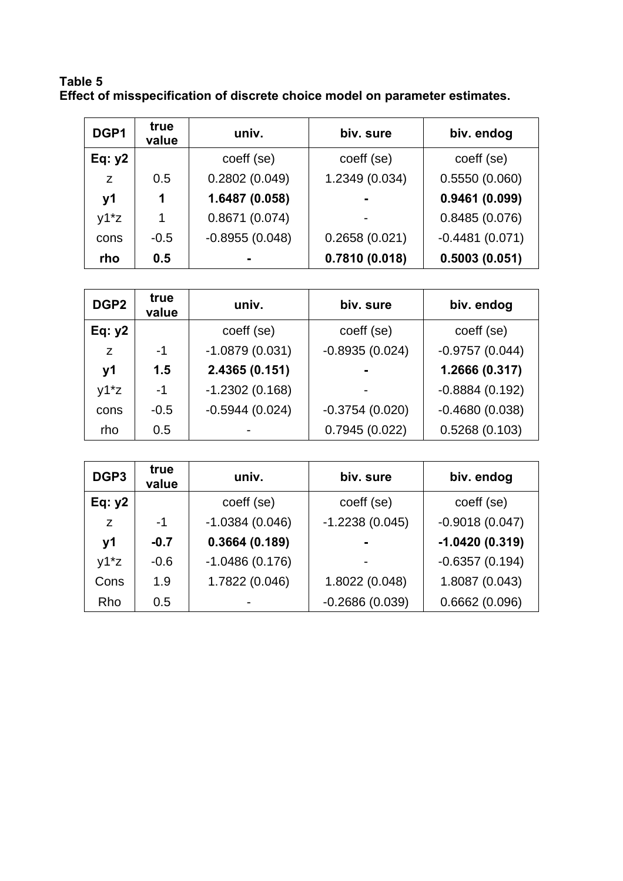**Table 5**
**Effect of misspecification of discrete choice model on parameter estimates.**

| **DGP1** | **true value** | **univ.** | **biv. sure** | **biv. endog** |
|---|---|---|---|---|
| **Eq: y2** | | coeff (se) | coeff (se) | coeff (se) |
| z | 0.5 | 0.2802 (0.049) | 1.2349 (0.034) | 0.5550 (0.060) |
| **y1** | **1** | **1.6487 (0.058)** | **-** | **0.9461 (0.099)** |
| y1*z | 1 | 0.8671 (0.074) | - | 0.8485 (0.076) |
| cons | -0.5 | -0.8955 (0.048) | 0.2658 (0.021) | -0.4481 (0.071) |
| **rho** | **0.5** | **-** | **0.7810 (0.018)** | **0.5003 (0.051)** |

| **DGP2** | **true value** | **univ.** | **biv. sure** | **biv. endog** |
|---|---|---|---|---|
| **Eq: y2** | | coeff (se) | coeff (se) | coeff (se) |
| z | -1 | -1.0879 (0.031) | -0.8935 (0.024) | -0.9757 (0.044) |
| **y1** | **1.5** | **2.4365 (0.151)** | **-** | **1.2666 (0.317)** |
| y1*z | -1 | -1.2302 (0.168) | - | -0.8884 (0.192) |
| cons | -0.5 | -0.5944 (0.024) | -0.3754 (0.020) | -0.4680 (0.038) |
| rho | 0.5 | - | 0.7945 (0.022) | 0.5268 (0.103) |

| **DGP3** | **true value** | **univ.** | **biv. sure** | **biv. endog** |
|---|---|---|---|---|
| **Eq: y2** | | coeff (se) | coeff (se) | coeff (se) |
| z | -1 | -1.0384 (0.046) | -1.2238 (0.045) | -0.9018 (0.047) |
| **y1** | **-0.7** | **0.3664 (0.189)** | **-** | **-1.0420 (0.319)** |
| y1*z | -0.6 | -1.0486 (0.176) | - | -0.6357 (0.194) |
| Cons | 1.9 | 1.7822 (0.046) | 1.8022 (0.048) | 1.8087 (0.043) |
| Rho | 0.5 | - | -0.2686 (0.039) | 0.6662 (0.096) |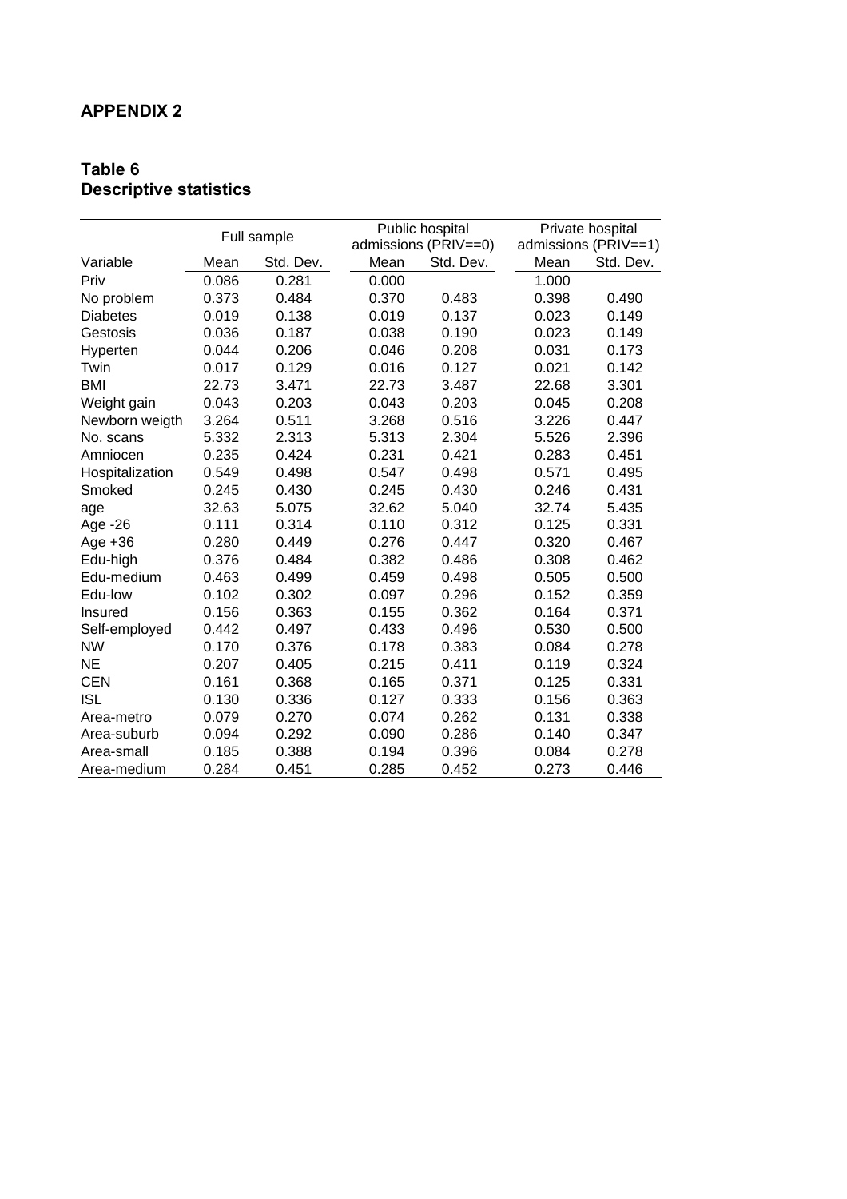## APPENDIX 2

### Table 6
### Descriptive statistics

| Variable | Full sample | | Public hospital admissions (PRIV==0) | | Private hospital admissions (PRIV==1) | |
|---|---|---|---|---|---|---|
| | Mean | Std. Dev. | Mean | Std. Dev. | Mean | Std. Dev. |
| Priv | 0.086 | 0.281 | 0.000 | | 1.000 | |
| No problem | 0.373 | 0.484 | 0.370 | 0.483 | 0.398 | 0.490 |
| Diabetes | 0.019 | 0.138 | 0.019 | 0.137 | 0.023 | 0.149 |
| Gestosis | 0.036 | 0.187 | 0.038 | 0.190 | 0.023 | 0.149 |
| Hyperten | 0.044 | 0.206 | 0.046 | 0.208 | 0.031 | 0.173 |
| Twin | 0.017 | 0.129 | 0.016 | 0.127 | 0.021 | 0.142 |
| BMI | 22.73 | 3.471 | 22.73 | 3.487 | 22.68 | 3.301 |
| Weight gain | 0.043 | 0.203 | 0.043 | 0.203 | 0.045 | 0.208 |
| Newborn weigth | 3.264 | 0.511 | 3.268 | 0.516 | 3.226 | 0.447 |
| No. scans | 5.332 | 2.313 | 5.313 | 2.304 | 5.526 | 2.396 |
| Amniocen | 0.235 | 0.424 | 0.231 | 0.421 | 0.283 | 0.451 |
| Hospitalization | 0.549 | 0.498 | 0.547 | 0.498 | 0.571 | 0.495 |
| Smoked | 0.245 | 0.430 | 0.245 | 0.430 | 0.246 | 0.431 |
| age | 32.63 | 5.075 | 32.62 | 5.040 | 32.74 | 5.435 |
| Age -26 | 0.111 | 0.314 | 0.110 | 0.312 | 0.125 | 0.331 |
| Age +36 | 0.280 | 0.449 | 0.276 | 0.447 | 0.320 | 0.467 |
| Edu-high | 0.376 | 0.484 | 0.382 | 0.486 | 0.308 | 0.462 |
| Edu-medium | 0.463 | 0.499 | 0.459 | 0.498 | 0.505 | 0.500 |
| Edu-low | 0.102 | 0.302 | 0.097 | 0.296 | 0.152 | 0.359 |
| Insured | 0.156 | 0.363 | 0.155 | 0.362 | 0.164 | 0.371 |
| Self-employed | 0.442 | 0.497 | 0.433 | 0.496 | 0.530 | 0.500 |
| NW | 0.170 | 0.376 | 0.178 | 0.383 | 0.084 | 0.278 |
| NE | 0.207 | 0.405 | 0.215 | 0.411 | 0.119 | 0.324 |
| CEN | 0.161 | 0.368 | 0.165 | 0.371 | 0.125 | 0.331 |
| ISL | 0.130 | 0.336 | 0.127 | 0.333 | 0.156 | 0.363 |
| Area-metro | 0.079 | 0.270 | 0.074 | 0.262 | 0.131 | 0.338 |
| Area-suburb | 0.094 | 0.292 | 0.090 | 0.286 | 0.140 | 0.347 |
| Area-small | 0.185 | 0.388 | 0.194 | 0.396 | 0.084 | 0.278 |
| Area-medium | 0.284 | 0.451 | 0.285 | 0.452 | 0.273 | 0.446 |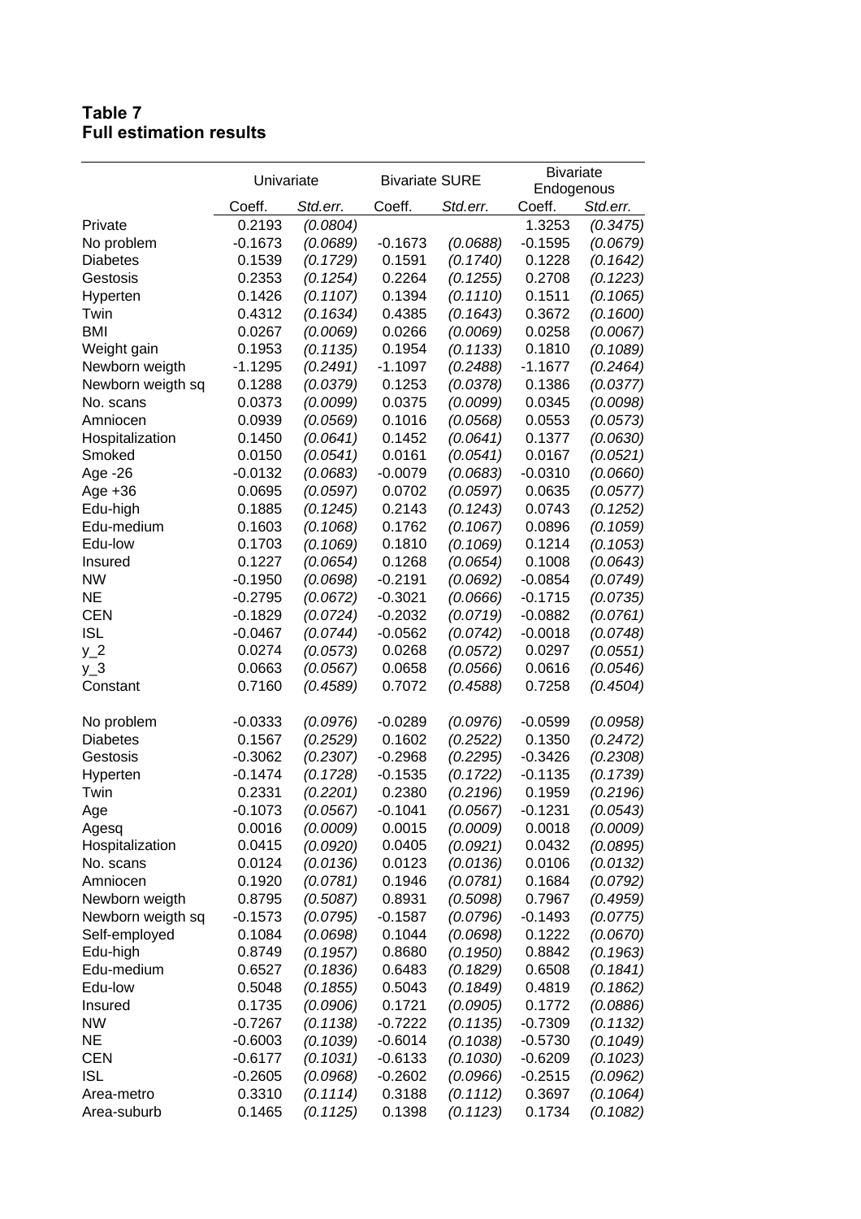**Table 7**
**Full estimation results**

| | Univariate | | Bivariate SURE | | Bivariate Endogenous | |
|---|---|---|---|---|---|---|
| | Coeff. | *Std.err.* | Coeff. | *Std.err.* | Coeff. | *Std.err.* |
| Private | 0.2193 | *(0.0804)* | | | 1.3253 | *(0.3475)* |
| No problem | -0.1673 | *(0.0689)* | -0.1673 | *(0.0688)* | -0.1595 | *(0.0679)* |
| Diabetes | 0.1539 | *(0.1729)* | 0.1591 | *(0.1740)* | 0.1228 | *(0.1642)* |
| Gestosis | 0.2353 | *(0.1254)* | 0.2264 | *(0.1255)* | 0.2708 | *(0.1223)* |
| Hyperten | 0.1426 | *(0.1107)* | 0.1394 | *(0.1110)* | 0.1511 | *(0.1065)* |
| Twin | 0.4312 | *(0.1634)* | 0.4385 | *(0.1643)* | 0.3672 | *(0.1600)* |
| BMI | 0.0267 | *(0.0069)* | 0.0266 | *(0.0069)* | 0.0258 | *(0.0067)* |
| Weight gain | 0.1953 | *(0.1135)* | 0.1954 | *(0.1133)* | 0.1810 | *(0.1089)* |
| Newborn weigth | -1.1295 | *(0.2491)* | -1.1097 | *(0.2488)* | -1.1677 | *(0.2464)* |
| Newborn weigth sq | 0.1288 | *(0.0379)* | 0.1253 | *(0.0378)* | 0.1386 | *(0.0377)* |
| No. scans | 0.0373 | *(0.0099)* | 0.0375 | *(0.0099)* | 0.0345 | *(0.0098)* |
| Amniocen | 0.0939 | *(0.0569)* | 0.1016 | *(0.0568)* | 0.0553 | *(0.0573)* |
| Hospitalization | 0.1450 | *(0.0641)* | 0.1452 | *(0.0641)* | 0.1377 | *(0.0630)* |
| Smoked | 0.0150 | *(0.0541)* | 0.0161 | *(0.0541)* | 0.0167 | *(0.0521)* |
| Age -26 | -0.0132 | *(0.0683)* | -0.0079 | *(0.0683)* | -0.0310 | *(0.0660)* |
| Age +36 | 0.0695 | *(0.0597)* | 0.0702 | *(0.0597)* | 0.0635 | *(0.0577)* |
| Edu-high | 0.1885 | *(0.1245)* | 0.2143 | *(0.1243)* | 0.0743 | *(0.1252)* |
| Edu-medium | 0.1603 | *(0.1068)* | 0.1762 | *(0.1067)* | 0.0896 | *(0.1059)* |
| Edu-low | 0.1703 | *(0.1069)* | 0.1810 | *(0.1069)* | 0.1214 | *(0.1053)* |
| Insured | 0.1227 | *(0.0654)* | 0.1268 | *(0.0654)* | 0.1008 | *(0.0643)* |
| NW | -0.1950 | *(0.0698)* | -0.2191 | *(0.0692)* | -0.0854 | *(0.0749)* |
| NE | -0.2795 | *(0.0672)* | -0.3021 | *(0.0666)* | -0.1715 | *(0.0735)* |
| CEN | -0.1829 | *(0.0724)* | -0.2032 | *(0.0719)* | -0.0882 | *(0.0761)* |
| ISL | -0.0467 | *(0.0744)* | -0.0562 | *(0.0742)* | -0.0018 | *(0.0748)* |
| y_2 | 0.0274 | *(0.0573)* | 0.0268 | *(0.0572)* | 0.0297 | *(0.0551)* |
| y_3 | 0.0663 | *(0.0567)* | 0.0658 | *(0.0566)* | 0.0616 | *(0.0546)* |
| Constant | 0.7160 | *(0.4589)* | 0.7072 | *(0.4588)* | 0.7258 | *(0.4504)* |
| | | | | | | |
| No problem | -0.0333 | *(0.0976)* | -0.0289 | *(0.0976)* | -0.0599 | *(0.0958)* |
| Diabetes | 0.1567 | *(0.2529)* | 0.1602 | *(0.2522)* | 0.1350 | *(0.2472)* |
| Gestosis | -0.3062 | *(0.2307)* | -0.2968 | *(0.2295)* | -0.3426 | *(0.2308)* |
| Hyperten | -0.1474 | *(0.1728)* | -0.1535 | *(0.1722)* | -0.1135 | *(0.1739)* |
| Twin | 0.2331 | *(0.2201)* | 0.2380 | *(0.2196)* | 0.1959 | *(0.2196)* |
| Age | -0.1073 | *(0.0567)* | -0.1041 | *(0.0567)* | -0.1231 | *(0.0543)* |
| Agesq | 0.0016 | *(0.0009)* | 0.0015 | *(0.0009)* | 0.0018 | *(0.0009)* |
| Hospitalization | 0.0415 | *(0.0920)* | 0.0405 | *(0.0921)* | 0.0432 | *(0.0895)* |
| No. scans | 0.0124 | *(0.0136)* | 0.0123 | *(0.0136)* | 0.0106 | *(0.0132)* |
| Amniocen | 0.1920 | *(0.0781)* | 0.1946 | *(0.0781)* | 0.1684 | *(0.0792)* |
| Newborn weigth | 0.8795 | *(0.5087)* | 0.8931 | *(0.5098)* | 0.7967 | *(0.4959)* |
| Newborn weigth sq | -0.1573 | *(0.0795)* | -0.1587 | *(0.0796)* | -0.1493 | *(0.0775)* |
| Self-employed | 0.1084 | *(0.0698)* | 0.1044 | *(0.0698)* | 0.1222 | *(0.0670)* |
| Edu-high | 0.8749 | *(0.1957)* | 0.8680 | *(0.1950)* | 0.8842 | *(0.1963)* |
| Edu-medium | 0.6527 | *(0.1836)* | 0.6483 | *(0.1829)* | 0.6508 | *(0.1841)* |
| Edu-low | 0.5048 | *(0.1855)* | 0.5043 | *(0.1849)* | 0.4819 | *(0.1862)* |
| Insured | 0.1735 | *(0.0906)* | 0.1721 | *(0.0905)* | 0.1772 | *(0.0886)* |
| NW | -0.7267 | *(0.1138)* | -0.7222 | *(0.1135)* | -0.7309 | *(0.1132)* |
| NE | -0.6003 | *(0.1039)* | -0.6014 | *(0.1038)* | -0.5730 | *(0.1049)* |
| CEN | -0.6177 | *(0.1031)* | -0.6133 | *(0.1030)* | -0.6209 | *(0.1023)* |
| ISL | -0.2605 | *(0.0968)* | -0.2602 | *(0.0966)* | -0.2515 | *(0.0962)* |
| Area-metro | 0.3310 | *(0.1114)* | 0.3188 | *(0.1112)* | 0.3697 | *(0.1064)* |
| Area-suburb | 0.1465 | *(0.1125)* | 0.1398 | *(0.1123)* | 0.1734 | *(0.1082)* |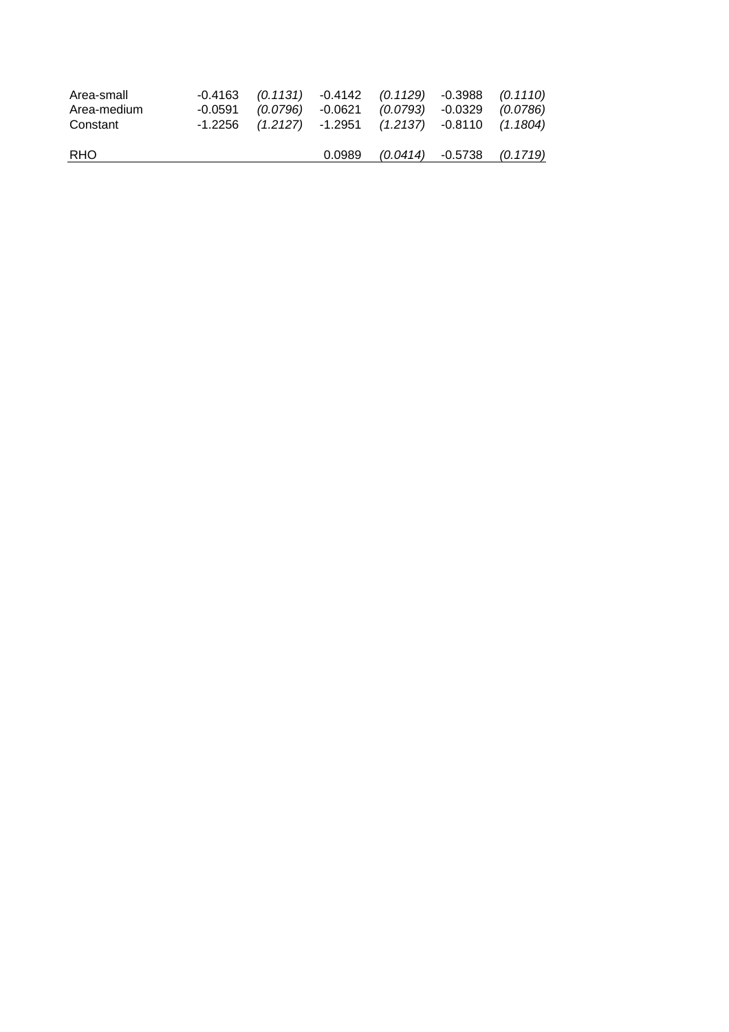| | | | | | | |
|---|---|---|---|---|---|---|
| Area-small | -0.4163 | *(0.1131)* | -0.4142 | *(0.1129)* | -0.3988 | *(0.1110)* |
| Area-medium | -0.0591 | *(0.0796)* | -0.0621 | *(0.0793)* | -0.0329 | *(0.0786)* |
| Constant | -1.2256 | *(1.2127)* | -1.2951 | *(1.2137)* | -0.8110 | *(1.1804)* |
| | | | | | | |
| RHO | | | 0.0989 | *(0.0414)* | -0.5738 | *(0.1719)* |